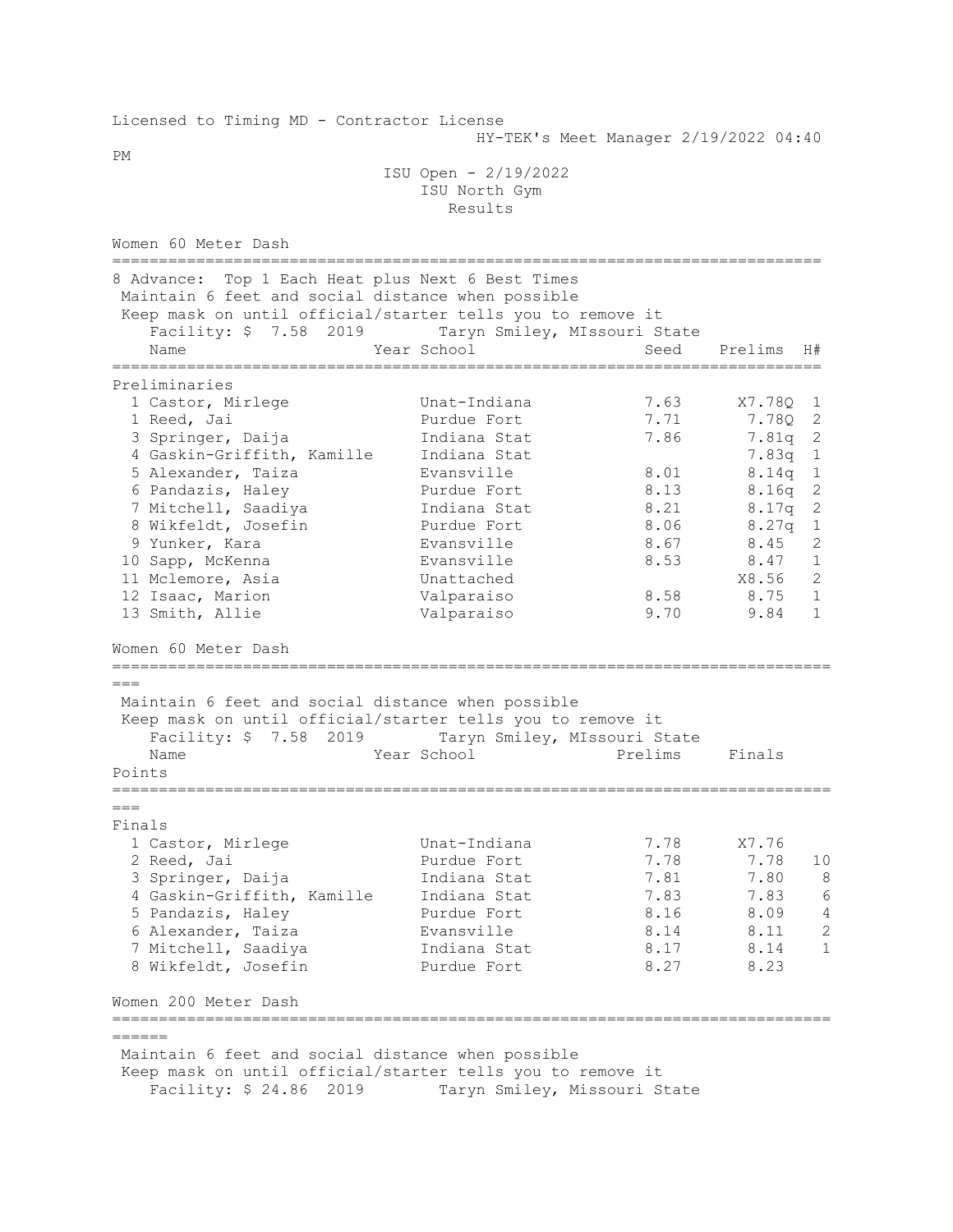Licensed to Timing MD - Contractor License
HY-TEK's Meet Manager 2/19/2022 04:40 PM

# ISU Open - 2/19/2022
## ISU North Gym
## Results

### Women 60 Meter Dash

8 Advance: Top 1 Each Heat plus Next 6 Best Times
Maintain 6 feet and social distance when possible
Keep mask on until official/starter tells you to remove it
Facility: $ 7.58 2019 Taryn Smiley, MIssouri State

**Preliminaries**

| | Name | Year | School | Seed | Prelims | H# |
|---|---|---|---|---|---|---|
| 1 | Castor, Mirlege | | Unat-Indiana | 7.63 | X7.78Q | 1 |
| 1 | Reed, Jai | | Purdue Fort | 7.71 | 7.78Q | 2 |
| 3 | Springer, Daija | | Indiana Stat | 7.86 | 7.81q | 2 |
| 4 | Gaskin-Griffith, Kamille | | Indiana Stat | | 7.83q | 1 |
| 5 | Alexander, Taiza | | Evansville | 8.01 | 8.14q | 1 |
| 6 | Pandazis, Haley | | Purdue Fort | 8.13 | 8.16q | 2 |
| 7 | Mitchell, Saadiya | | Indiana Stat | 8.21 | 8.17q | 2 |
| 8 | Wikfeldt, Josefin | | Purdue Fort | 8.06 | 8.27q | 1 |
| 9 | Yunker, Kara | | Evansville | 8.67 | 8.45 | 2 |
| 10 | Sapp, McKenna | | Evansville | 8.53 | 8.47 | 1 |
| 11 | Mclemore, Asia | | Unattached | | X8.56 | 2 |
| 12 | Isaac, Marion | | Valparaiso | 8.58 | 8.75 | 1 |
| 13 | Smith, Allie | | Valparaiso | 9.70 | 9.84 | 1 |

### Women 60 Meter Dash

Maintain 6 feet and social distance when possible
Keep mask on until official/starter tells you to remove it
Facility: $ 7.58 2019 Taryn Smiley, MIssouri State

**Finals**

| | Name | Year | School | Prelims | Finals | Points |
|---|---|---|---|---|---|---|
| 1 | Castor, Mirlege | | Unat-Indiana | 7.78 | X7.76 | |
| 2 | Reed, Jai | | Purdue Fort | 7.78 | 7.78 | 10 |
| 3 | Springer, Daija | | Indiana Stat | 7.81 | 7.80 | 8 |
| 4 | Gaskin-Griffith, Kamille | | Indiana Stat | 7.83 | 7.83 | 6 |
| 5 | Pandazis, Haley | | Purdue Fort | 8.16 | 8.09 | 4 |
| 6 | Alexander, Taiza | | Evansville | 8.14 | 8.11 | 2 |
| 7 | Mitchell, Saadiya | | Indiana Stat | 8.17 | 8.14 | 1 |
| 8 | Wikfeldt, Josefin | | Purdue Fort | 8.27 | 8.23 | |

### Women 200 Meter Dash

Maintain 6 feet and social distance when possible
Keep mask on until official/starter tells you to remove it
Facility: $ 24.86 2019 Taryn Smiley, Missouri State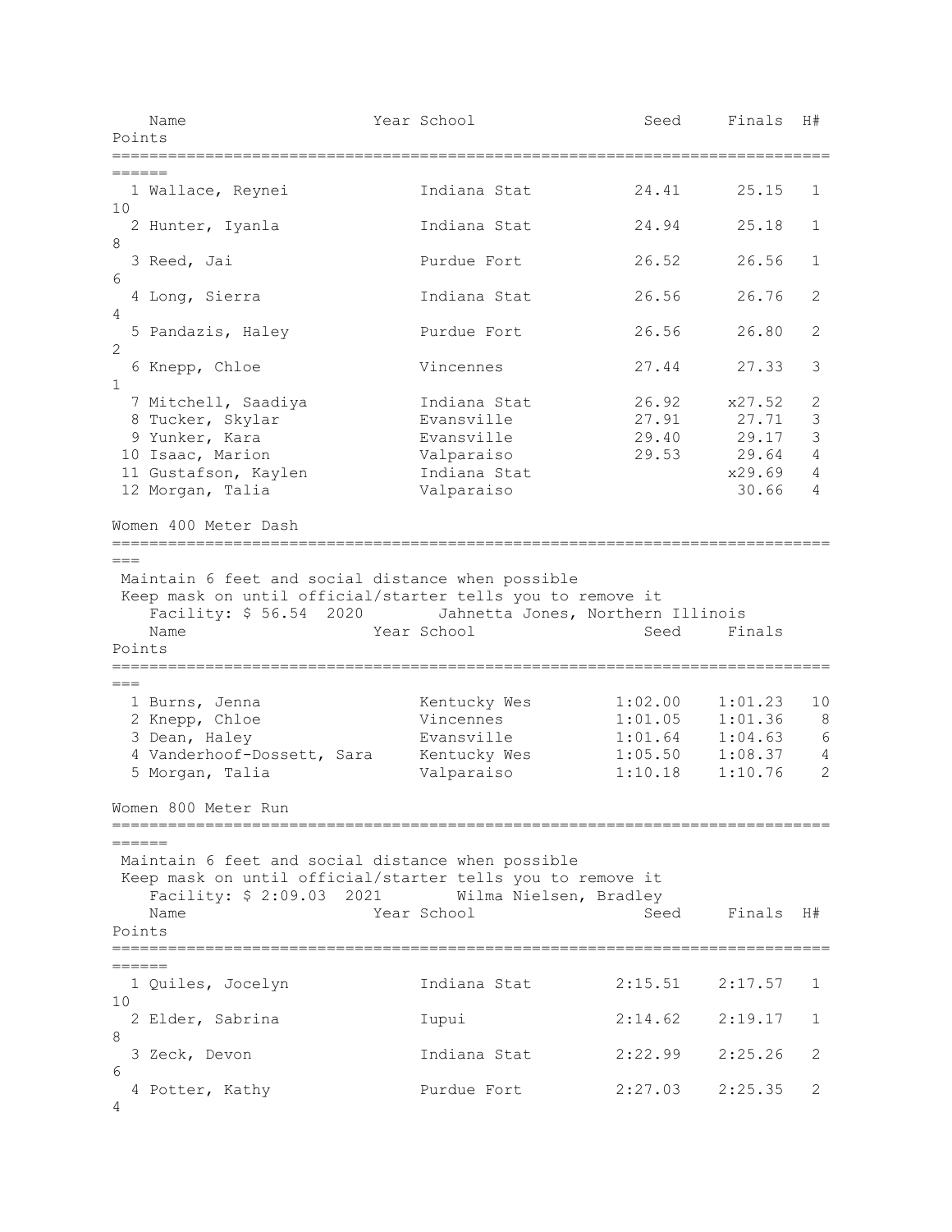| Place | Name | Year | School | Seed | Finals | H# | Points |
|---|---|---|---|---|---|---|---|
| 1 | Wallace, Reynei | | Indiana Stat | 24.41 | 25.15 | 1 | 10 |
| 2 | Hunter, Iyanla | | Indiana Stat | 24.94 | 25.18 | 1 | 8 |
| 3 | Reed, Jai | | Purdue Fort | 26.52 | 26.56 | 1 | 6 |
| 4 | Long, Sierra | | Indiana Stat | 26.56 | 26.76 | 2 | 4 |
| 5 | Pandazis, Haley | | Purdue Fort | 26.56 | 26.80 | 2 | 2 |
| 6 | Knepp, Chloe | | Vincennes | 27.44 | 27.33 | 3 | 1 |
| 7 | Mitchell, Saadiya | | Indiana Stat | 26.92 | x27.52 | 2 | |
| 8 | Tucker, Skylar | | Evansville | 27.91 | 27.71 | 3 | |
| 9 | Yunker, Kara | | Evansville | 29.40 | 29.17 | 3 | |
| 10 | Isaac, Marion | | Valparaiso | 29.53 | 29.64 | 4 | |
| 11 | Gustafson, Kaylen | | Indiana Stat | | x29.69 | 4 | |
| 12 | Morgan, Talia | | Valparaiso | | 30.66 | 4 | |

## Women 400 Meter Dash

Maintain 6 feet and social distance when possible
Keep mask on until official/starter tells you to remove it
Facility: $ 56.54 2020 Jahnetta Jones, Northern Illinois

| Place | Name | Year | School | Seed | Finals | Points |
|---|---|---|---|---|---|---|
| 1 | Burns, Jenna | | Kentucky Wes | 1:02.00 | 1:01.23 | 10 |
| 2 | Knepp, Chloe | | Vincennes | 1:01.05 | 1:01.36 | 8 |
| 3 | Dean, Haley | | Evansville | 1:01.64 | 1:04.63 | 6 |
| 4 | Vanderhoof-Dossett, Sara | | Kentucky Wes | 1:05.50 | 1:08.37 | 4 |
| 5 | Morgan, Talia | | Valparaiso | 1:10.18 | 1:10.76 | 2 |

## Women 800 Meter Run

Maintain 6 feet and social distance when possible
Keep mask on until official/starter tells you to remove it
Facility: $ 2:09.03 2021 Wilma Nielsen, Bradley

| Place | Name | Year | School | Seed | Finals | H# | Points |
|---|---|---|---|---|---|---|---|
| 1 | Quiles, Jocelyn | | Indiana Stat | 2:15.51 | 2:17.57 | 1 | 10 |
| 2 | Elder, Sabrina | | Iupui | 2:14.62 | 2:19.17 | 1 | 8 |
| 3 | Zeck, Devon | | Indiana Stat | 2:22.99 | 2:25.26 | 2 | 6 |
| 4 | Potter, Kathy | | Purdue Fort | 2:27.03 | 2:25.35 | 2 | 4 |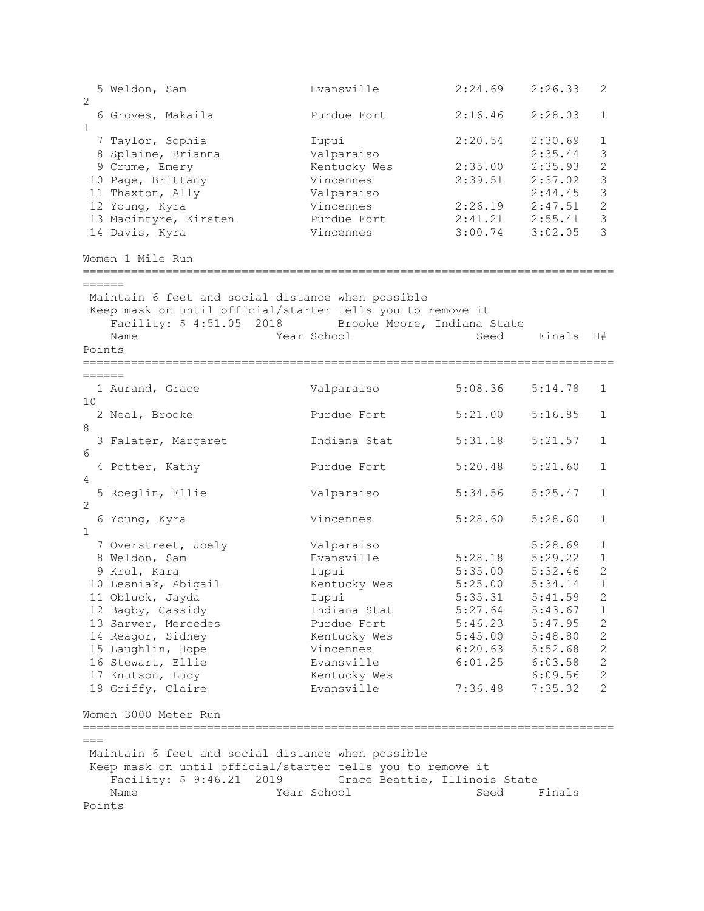| Place | Name | Year | School | Seed | Finals | H# | Points |
|---|---|---|---|---|---|---|---|
| 5 | Weldon, Sam | | Evansville | 2:24.69 | 2:26.33 | 2 | 2 |
| 6 | Groves, Makaila | | Purdue Fort | 2:16.46 | 2:28.03 | 1 | 1 |
| 7 | Taylor, Sophia | | Iupui | 2:20.54 | 2:30.69 | 1 | |
| 8 | Splaine, Brianna | | Valparaiso | | 2:35.44 | 3 | |
| 9 | Crume, Emery | | Kentucky Wes | 2:35.00 | 2:35.93 | 2 | |
| 10 | Page, Brittany | | Vincennes | 2:39.51 | 2:37.02 | 3 | |
| 11 | Thaxton, Ally | | Valparaiso | | 2:44.45 | 3 | |
| 12 | Young, Kyra | | Vincennes | 2:26.19 | 2:47.51 | 2 | |
| 13 | Macintyre, Kirsten | | Purdue Fort | 2:41.21 | 2:55.41 | 3 | |
| 14 | Davis, Kyra | | Vincennes | 3:00.74 | 3:02.05 | 3 | |

## Women 1 Mile Run

Maintain 6 feet and social distance when possible
Keep mask on until official/starter tells you to remove it

Facility: $ 4:51.05 2018 Brooke Moore, Indiana State

| Place | Name | Year | School | Seed | Finals | H# | Points |
|---|---|---|---|---|---|---|---|
| 1 | Aurand, Grace | | Valparaiso | 5:08.36 | 5:14.78 | 1 | 10 |
| 2 | Neal, Brooke | | Purdue Fort | 5:21.00 | 5:16.85 | 1 | 8 |
| 3 | Falater, Margaret | | Indiana Stat | 5:31.18 | 5:21.57 | 1 | 6 |
| 4 | Potter, Kathy | | Purdue Fort | 5:20.48 | 5:21.60 | 1 | 4 |
| 5 | Roeglin, Ellie | | Valparaiso | 5:34.56 | 5:25.47 | 1 | 2 |
| 6 | Young, Kyra | | Vincennes | 5:28.60 | 5:28.60 | 1 | 1 |
| 7 | Overstreet, Joely | | Valparaiso | | 5:28.69 | 1 | |
| 8 | Weldon, Sam | | Evansville | 5:28.18 | 5:29.22 | 1 | |
| 9 | Krol, Kara | | Iupui | 5:35.00 | 5:32.46 | 2 | |
| 10 | Lesniak, Abigail | | Kentucky Wes | 5:25.00 | 5:34.14 | 1 | |
| 11 | Obluck, Jayda | | Iupui | 5:35.31 | 5:41.59 | 2 | |
| 12 | Bagby, Cassidy | | Indiana Stat | 5:27.64 | 5:43.67 | 1 | |
| 13 | Sarver, Mercedes | | Purdue Fort | 5:46.23 | 5:47.95 | 2 | |
| 14 | Reagor, Sidney | | Kentucky Wes | 5:45.00 | 5:48.80 | 2 | |
| 15 | Laughlin, Hope | | Vincennes | 6:20.63 | 5:52.68 | 2 | |
| 16 | Stewart, Ellie | | Evansville | 6:01.25 | 6:03.58 | 2 | |
| 17 | Knutson, Lucy | | Kentucky Wes | | 6:09.56 | 2 | |
| 18 | Griffy, Claire | | Evansville | 7:36.48 | 7:35.32 | 2 | |

## Women 3000 Meter Run

Maintain 6 feet and social distance when possible
Keep mask on until official/starter tells you to remove it

Facility: $ 9:46.21 2019 Grace Beattie, Illinois State

| Name | Year | School | Seed | Finals | Points |
|---|---|---|---|---|---|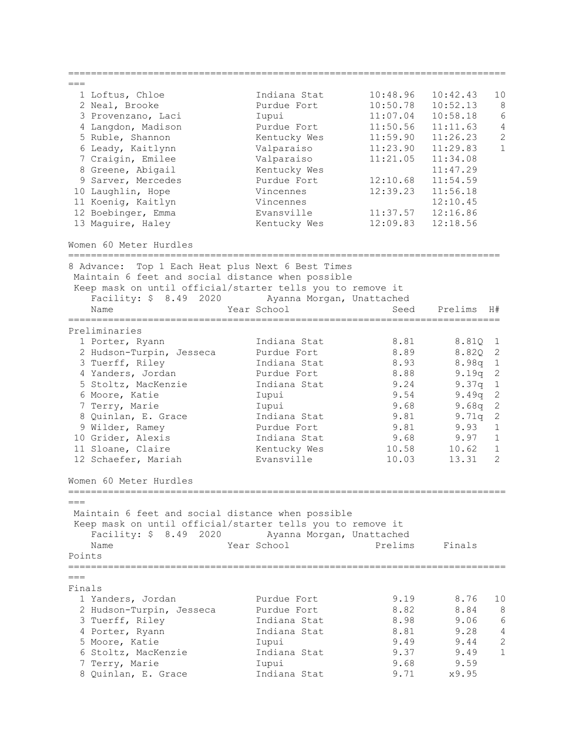| Place | Name | School | Seed | Finals | Points |
|---|---|---|---|---|---|
| 1 | Loftus, Chloe | Indiana Stat | 10:48.96 | 10:42.43 | 10 |
| 2 | Neal, Brooke | Purdue Fort | 10:50.78 | 10:52.13 | 8 |
| 3 | Provenzano, Laci | Iupui | 11:07.04 | 10:58.18 | 6 |
| 4 | Langdon, Madison | Purdue Fort | 11:50.56 | 11:11.63 | 4 |
| 5 | Ruble, Shannon | Kentucky Wes | 11:59.90 | 11:26.23 | 2 |
| 6 | Leady, Kaitlynn | Valparaiso | 11:23.90 | 11:29.83 | 1 |
| 7 | Craigin, Emilee | Valparaiso | 11:21.05 | 11:34.08 | |
| 8 | Greene, Abigail | Kentucky Wes | | 11:47.29 | |
| 9 | Sarver, Mercedes | Purdue Fort | 12:10.68 | 11:54.59 | |
| 10 | Laughlin, Hope | Vincennes | 12:39.23 | 11:56.18 | |
| 11 | Koenig, Kaitlyn | Vincennes | | 12:10.45 | |
| 12 | Boebinger, Emma | Evansville | 11:37.57 | 12:16.86 | |
| 13 | Maguire, Haley | Kentucky Wes | 12:09.83 | 12:18.56 | |

## Women 60 Meter Hurdles

8 Advance: Top 1 Each Heat plus Next 6 Best Times

Maintain 6 feet and social distance when possible

Keep mask on until official/starter tells you to remove it

Facility: $ 8.49 2020 Ayanna Morgan, Unattached

### Preliminaries

| Place | Name | Year School | Seed | Prelims | H# |
|---|---|---|---|---|---|
| 1 | Porter, Ryann | Indiana Stat | 8.81 | 8.81Q | 1 |
| 2 | Hudson-Turpin, Jesseca | Purdue Fort | 8.89 | 8.82Q | 2 |
| 3 | Tuerff, Riley | Indiana Stat | 8.93 | 8.98q | 1 |
| 4 | Yanders, Jordan | Purdue Fort | 8.88 | 9.19q | 2 |
| 5 | Stoltz, MacKenzie | Indiana Stat | 9.24 | 9.37q | 1 |
| 6 | Moore, Katie | Iupui | 9.54 | 9.49q | 2 |
| 7 | Terry, Marie | Iupui | 9.68 | 9.68q | 2 |
| 8 | Quinlan, E. Grace | Indiana Stat | 9.81 | 9.71q | 2 |
| 9 | Wilder, Ramey | Purdue Fort | 9.81 | 9.93 | 1 |
| 10 | Grider, Alexis | Indiana Stat | 9.68 | 9.97 | 1 |
| 11 | Sloane, Claire | Kentucky Wes | 10.58 | 10.62 | 1 |
| 12 | Schaefer, Mariah | Evansville | 10.03 | 13.31 | 2 |

## Women 60 Meter Hurdles

Maintain 6 feet and social distance when possible

Keep mask on until official/starter tells you to remove it

Facility: $ 8.49 2020 Ayanna Morgan, Unattached

### Finals

| Place | Name | Year School | Prelims | Finals | Points |
|---|---|---|---|---|---|
| 1 | Yanders, Jordan | Purdue Fort | 9.19 | 8.76 | 10 |
| 2 | Hudson-Turpin, Jesseca | Purdue Fort | 8.82 | 8.84 | 8 |
| 3 | Tuerff, Riley | Indiana Stat | 8.98 | 9.06 | 6 |
| 4 | Porter, Ryann | Indiana Stat | 8.81 | 9.28 | 4 |
| 5 | Moore, Katie | Iupui | 9.49 | 9.44 | 2 |
| 6 | Stoltz, MacKenzie | Indiana Stat | 9.37 | 9.49 | 1 |
| 7 | Terry, Marie | Iupui | 9.68 | 9.59 | |
| 8 | Quinlan, E. Grace | Indiana Stat | 9.71 | x9.95 | |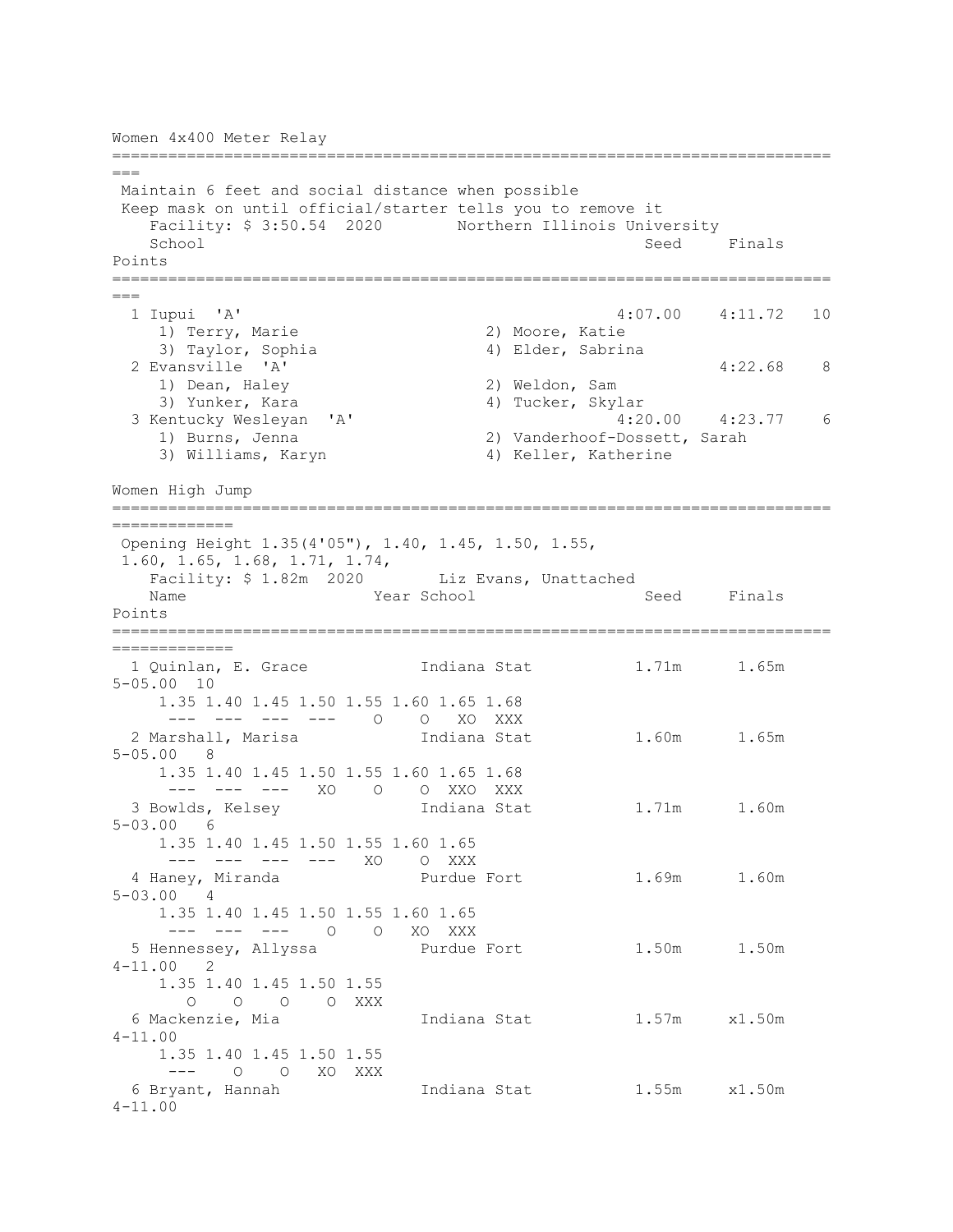## Women 4x400 Meter Relay

Maintain 6 feet and social distance when possible
Keep mask on until official/starter tells you to remove it

Facility: $ 3:50.54 2020 Northern Illinois University

| Place | School | Seed | Finals | Points |
|---|---|---|---|---|
| 1 | Iupui 'A' | 4:07.00 | 4:11.72 | 10 |
| | 1) Terry, Marie 2) Moore, Katie 3) Taylor, Sophia 4) Elder, Sabrina | | | |
| 2 | Evansville 'A' | | 4:22.68 | 8 |
| | 1) Dean, Haley 2) Weldon, Sam 3) Yunker, Kara 4) Tucker, Skylar | | | |
| 3 | Kentucky Wesleyan 'A' | 4:20.00 | 4:23.77 | 6 |
| | 1) Burns, Jenna 2) Vanderhoof-Dossett, Sarah 3) Williams, Karyn 4) Keller, Katherine | | | |

## Women High Jump

Opening Height 1.35(4'05"), 1.40, 1.45, 1.50, 1.55, 1.60, 1.65, 1.68, 1.71, 1.74,

Facility: $ 1.82m 2020 Liz Evans, Unattached

| Place | Name | Year | School | Seed | Finals | | Points |
|---|---|---|---|---|---|---|---|
| 1 | Quinlan, E. Grace | | Indiana Stat | 1.71m | 1.65m | 5-05.00 | 10 |
| | 1.35 --- 1.40 --- 1.45 --- 1.50 --- 1.55 O 1.60 O 1.65 XO 1.68 XXX | | | | | | |
| 2 | Marshall, Marisa | | Indiana Stat | 1.60m | 1.65m | 5-05.00 | 8 |
| | 1.35 --- 1.40 --- 1.45 --- 1.50 XO 1.55 O 1.60 O 1.65 XXO 1.68 XXX | | | | | | |
| 3 | Bowlds, Kelsey | | Indiana Stat | 1.71m | 1.60m | 5-03.00 | 6 |
| | 1.35 --- 1.40 --- 1.45 --- 1.50 --- 1.55 XO 1.60 O 1.65 XXX | | | | | | |
| 4 | Haney, Miranda | | Purdue Fort | 1.69m | 1.60m | 5-03.00 | 4 |
| | 1.35 --- 1.40 --- 1.45 --- 1.50 O 1.55 O 1.60 XO 1.65 XXX | | | | | | |
| 5 | Hennessey, Allyssa | | Purdue Fort | 1.50m | 1.50m | 4-11.00 | 2 |
| | 1.35 O 1.40 O 1.45 O 1.50 O 1.55 XXX | | | | | | |
| 6 | Mackenzie, Mia | | Indiana Stat | 1.57m | x1.50m | 4-11.00 | |
| | 1.35 --- 1.40 O 1.45 O 1.50 XO 1.55 XXX | | | | | | |
| 6 | Bryant, Hannah | | Indiana Stat | 1.55m | x1.50m | 4-11.00 | |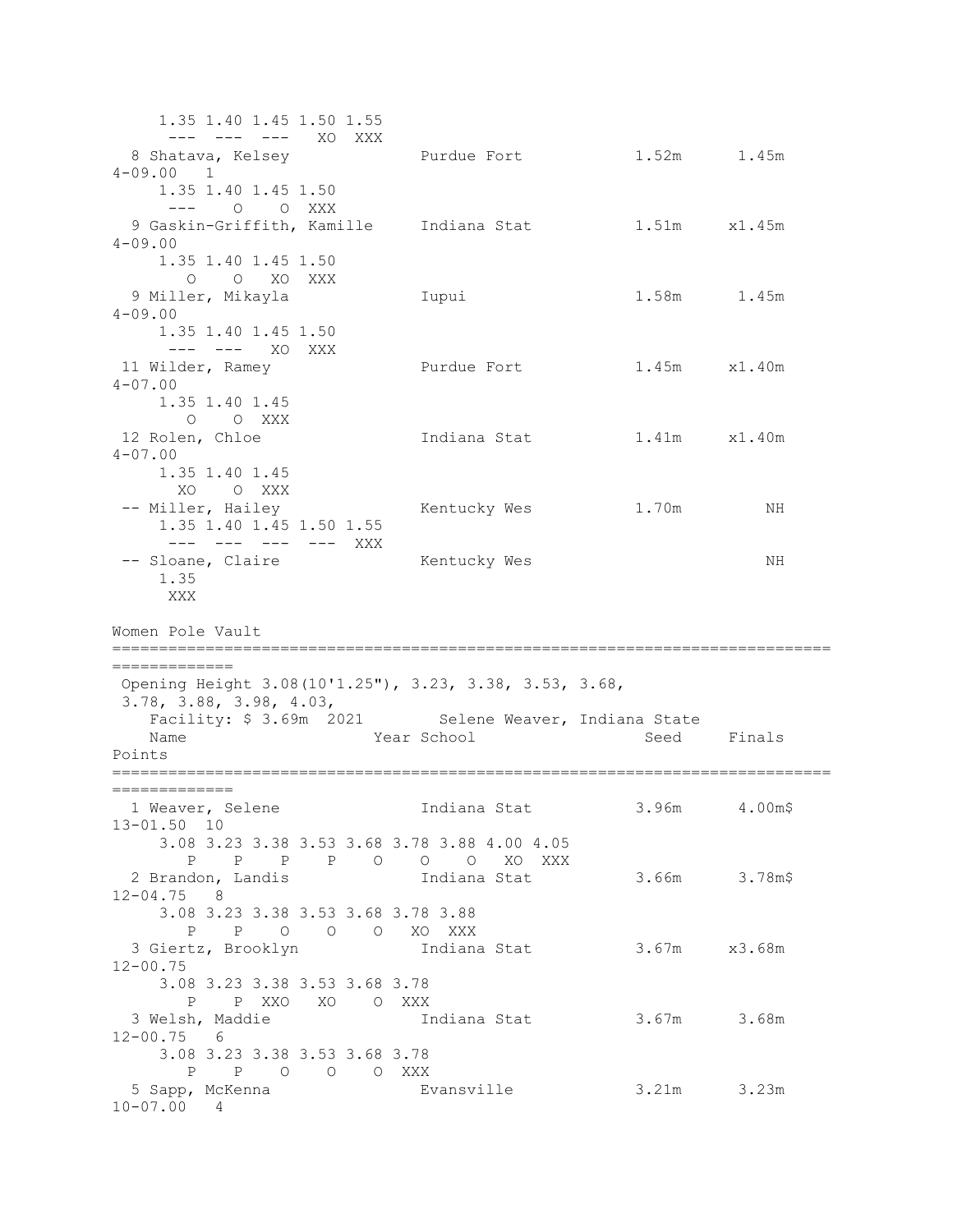```
     1.35 1.40 1.45 1.50 1.55
      ---  ---  ---   XO  XXX
  8 Shatava, Kelsey             Purdue Fort            1.52m      1.45m  
4-09.00   1  
     1.35 1.40 1.45 1.50
      ---    O    O  XXX
  9 Gaskin-Griffith, Kamille    Indiana Stat           1.51m     x1.45m  
4-09.00
     1.35 1.40 1.45 1.50
        O    O   XO  XXX
  9 Miller, Mikayla             Iupui                  1.58m      1.45m  
4-09.00
     1.35 1.40 1.45 1.50
      ---  ---   XO  XXX
 11 Wilder, Ramey               Purdue Fort            1.45m     x1.40m  
4-07.00
     1.35 1.40 1.45
        O    O  XXX
 12 Rolen, Chloe                Indiana Stat           1.41m     x1.40m  
4-07.00
     1.35 1.40 1.45
       XO    O  XXX
 -- Miller, Hailey              Kentucky Wes           1.70m         NH  
     1.35 1.40 1.45 1.50 1.55
      ---  ---  ---  ---  XXX
 -- Sloane, Claire              Kentucky Wes                         NH  
     1.35
      XXX
```

## Women Pole Vault

```
==============================================================================
=============
 Opening Height 3.08(10'1.25"), 3.23, 3.38, 3.53, 3.68,
 3.78, 3.88, 3.98, 4.03,
    Facility: $ 3.69m  2021        Selene Weaver, Indiana State          
    Name                    Year School                  Seed     Finals  
Points
==============================================================================
=============
  1 Weaver, Selene              Indiana Stat           3.96m      4.00m$ 
13-01.50  10  
     3.08 3.23 3.38 3.53 3.68 3.78 3.88 4.00 4.05
        P    P    P    P    O    O    O   XO  XXX
  2 Brandon, Landis             Indiana Stat           3.66m      3.78m$ 
12-04.75   8  
     3.08 3.23 3.38 3.53 3.68 3.78 3.88
        P    P    O    O    O   XO  XXX
  3 Giertz, Brooklyn            Indiana Stat           3.67m     x3.68m  
12-00.75
     3.08 3.23 3.38 3.53 3.68 3.78
        P    P  XXO   XO    O  XXX
  3 Welsh, Maddie               Indiana Stat           3.67m      3.68m  
12-00.75   6  
     3.08 3.23 3.38 3.53 3.68 3.78
        P    P    O    O    O  XXX
  5 Sapp, McKenna               Evansville             3.21m      3.23m  
10-07.00   4  
```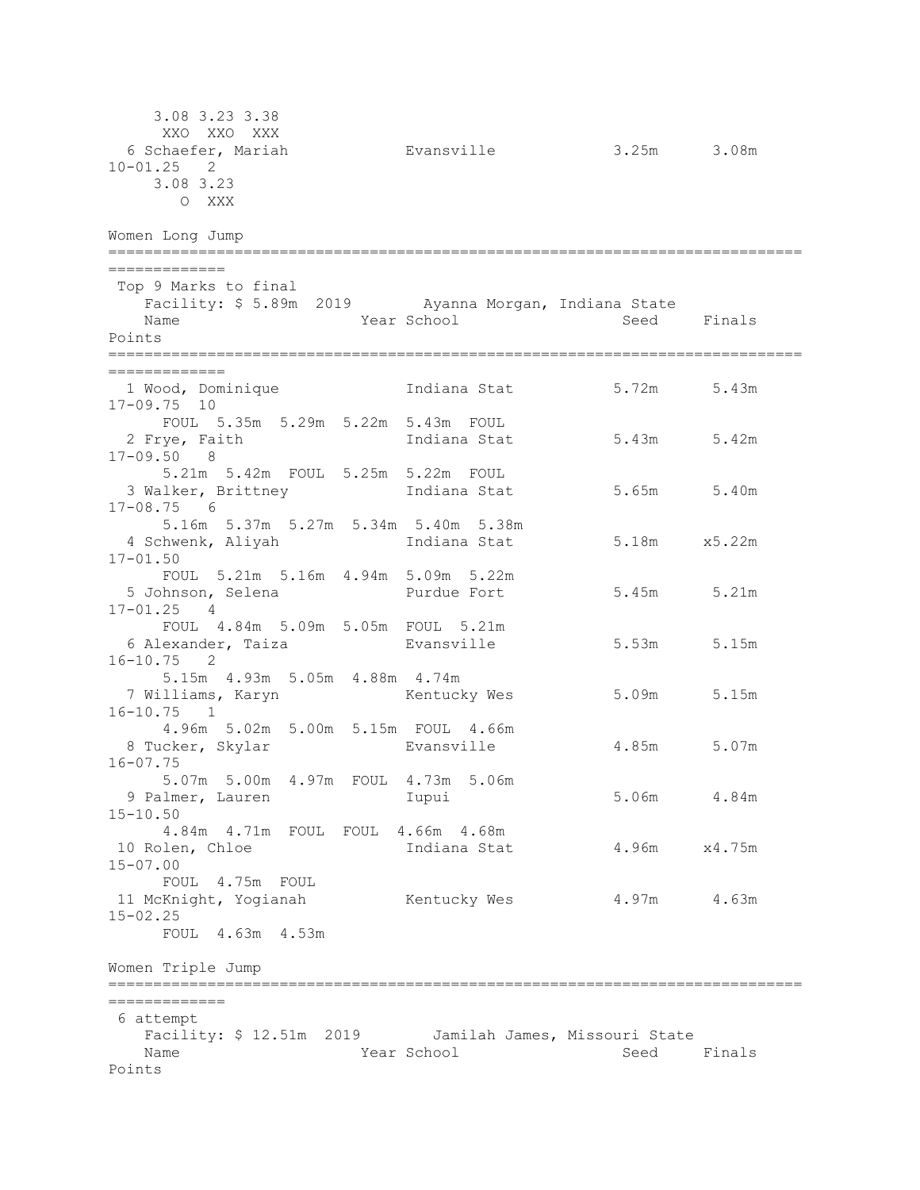```
     3.08 3.23 3.38
      XXO  XXO  XXX
  6 Schaefer, Mariah            Evansville             3.25m      3.08m
10-01.25   2
     3.08 3.23
        O  XXX
```

## Women Long Jump

```
===============================================================================
 Top 9 Marks to final
    Facility: $ 5.89m  2019        Ayanna Morgan, Indiana State
    Name                    Year School                  Seed     Finals
Points
===============================================================================
  1 Wood, Dominique             Indiana Stat           5.72m      5.43m
17-09.75  10
      FOUL  5.35m  5.29m  5.22m  5.43m  FOUL
  2 Frye, Faith                 Indiana Stat           5.43m      5.42m
17-09.50   8
      5.21m  5.42m  FOUL  5.25m  5.22m  FOUL
  3 Walker, Brittney            Indiana Stat           5.65m      5.40m
17-08.75   6
      5.16m  5.37m  5.27m  5.34m  5.40m  5.38m
  4 Schwenk, Aliyah             Indiana Stat           5.18m     x5.22m
17-01.50
      FOUL  5.21m  5.16m  4.94m  5.09m  5.22m
  5 Johnson, Selena             Purdue Fort            5.45m      5.21m
17-01.25   4
      FOUL  4.84m  5.09m  5.05m  FOUL  5.21m
  6 Alexander, Taiza            Evansville             5.53m      5.15m
16-10.75   2
      5.15m  4.93m  5.05m  4.88m  4.74m
  7 Williams, Karyn             Kentucky Wes           5.09m      5.15m
16-10.75   1
      4.96m  5.02m  5.00m  5.15m  FOUL  4.66m
  8 Tucker, Skylar              Evansville             4.85m      5.07m
16-07.75
      5.07m  5.00m  4.97m  FOUL  4.73m  5.06m
  9 Palmer, Lauren              Iupui                  5.06m      4.84m
15-10.50
      4.84m  4.71m  FOUL  FOUL  4.66m  4.68m
 10 Rolen, Chloe                Indiana Stat           4.96m     x4.75m
15-07.00
      FOUL  4.75m  FOUL
 11 McKnight, Yogianah          Kentucky Wes           4.97m      4.63m
15-02.25
      FOUL  4.63m  4.53m
```

## Women Triple Jump

```
===============================================================================
 6 attempt
    Facility: $ 12.51m  2019        Jamilah James, Missouri State
    Name                    Year School                  Seed     Finals
Points
```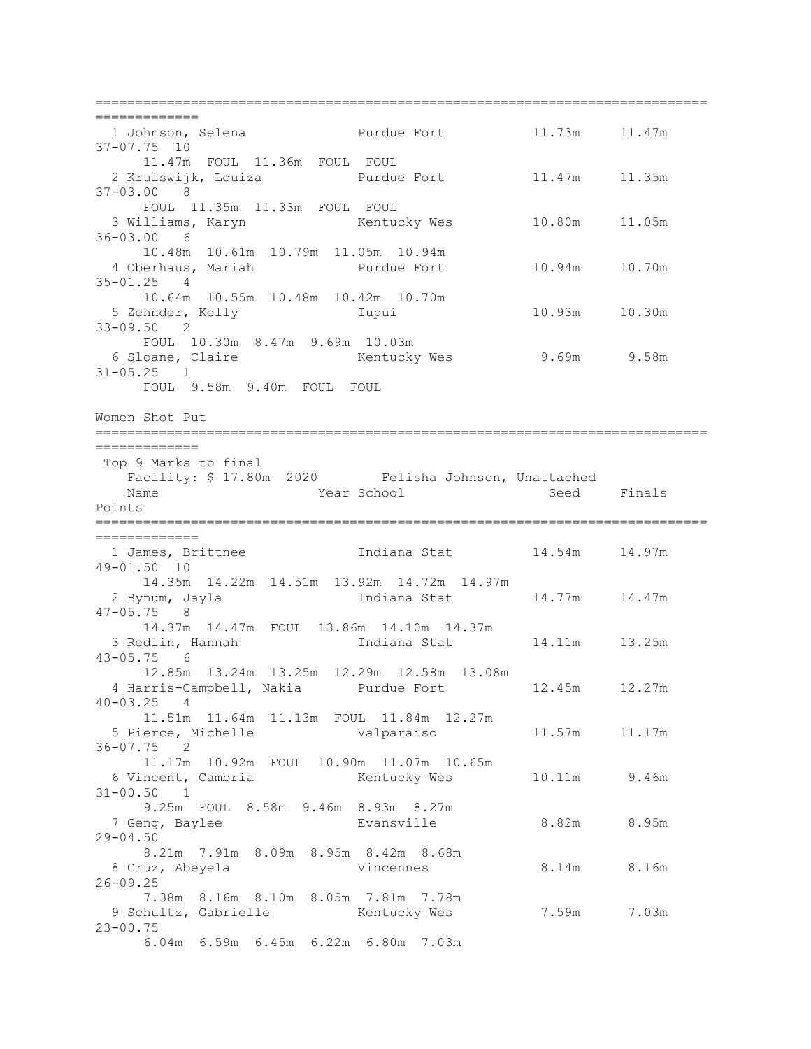| Place | Name | School | Seed | Finals | Imperial | Points |
|---|---|---|---|---|---|---|
| 1 | Johnson, Selena | Purdue Fort | 11.73m | 11.47m | 37-07.75 | 10 |
| | 11.47m FOUL 11.36m FOUL FOUL | | | | | |
| 2 | Kruiswijk, Louiza | Purdue Fort | 11.47m | 11.35m | 37-03.00 | 8 |
| | FOUL 11.35m 11.33m FOUL FOUL | | | | | |
| 3 | Williams, Karyn | Kentucky Wes | 10.80m | 11.05m | 36-03.00 | 6 |
| | 10.48m 10.61m 10.79m 11.05m 10.94m | | | | | |
| 4 | Oberhaus, Mariah | Purdue Fort | 10.94m | 10.70m | 35-01.25 | 4 |
| | 10.64m 10.55m 10.48m 10.42m 10.70m | | | | | |
| 5 | Zehnder, Kelly | Iupui | 10.93m | 10.30m | 33-09.50 | 2 |
| | FOUL 10.30m 8.47m 9.69m 10.03m | | | | | |
| 6 | Sloane, Claire | Kentucky Wes | 9.69m | 9.58m | 31-05.25 | 1 |
| | FOUL 9.58m 9.40m FOUL FOUL | | | | | |

## Women Shot Put

Top 9 Marks to final

Facility: $ 17.80m 2020 Felisha Johnson, Unattached

| Place | Name | Year | School | Seed | Finals | Imperial | Points |
|---|---|---|---|---|---|---|---|
| 1 | James, Brittnee | | Indiana Stat | 14.54m | 14.97m | 49-01.50 | 10 |
| | 14.35m 14.22m 14.51m 13.92m 14.72m 14.97m | | | | | | |
| 2 | Bynum, Jayla | | Indiana Stat | 14.77m | 14.47m | 47-05.75 | 8 |
| | 14.37m 14.47m FOUL 13.86m 14.10m 14.37m | | | | | | |
| 3 | Redlin, Hannah | | Indiana Stat | 14.11m | 13.25m | 43-05.75 | 6 |
| | 12.85m 13.24m 13.25m 12.29m 12.58m 13.08m | | | | | | |
| 4 | Harris-Campbell, Nakia | | Purdue Fort | 12.45m | 12.27m | 40-03.25 | 4 |
| | 11.51m 11.64m 11.13m FOUL 11.84m 12.27m | | | | | | |
| 5 | Pierce, Michelle | | Valparaiso | 11.57m | 11.17m | 36-07.75 | 2 |
| | 11.17m 10.92m FOUL 10.90m 11.07m 10.65m | | | | | | |
| 6 | Vincent, Cambria | | Kentucky Wes | 10.11m | 9.46m | 31-00.50 | 1 |
| | 9.25m FOUL 8.58m 9.46m 8.93m 8.27m | | | | | | |
| 7 | Geng, Baylee | | Evansville | 8.82m | 8.95m | 29-04.50 | |
| | 8.21m 7.91m 8.09m 8.95m 8.42m 8.68m | | | | | | |
| 8 | Cruz, Abeyela | | Vincennes | 8.14m | 8.16m | 26-09.25 | |
| | 7.38m 8.16m 8.10m 8.05m 7.81m 7.78m | | | | | | |
| 9 | Schultz, Gabrielle | | Kentucky Wes | 7.59m | 7.03m | 23-00.75 | |
| | 6.04m 6.59m 6.45m 6.22m 6.80m 7.03m | | | | | | |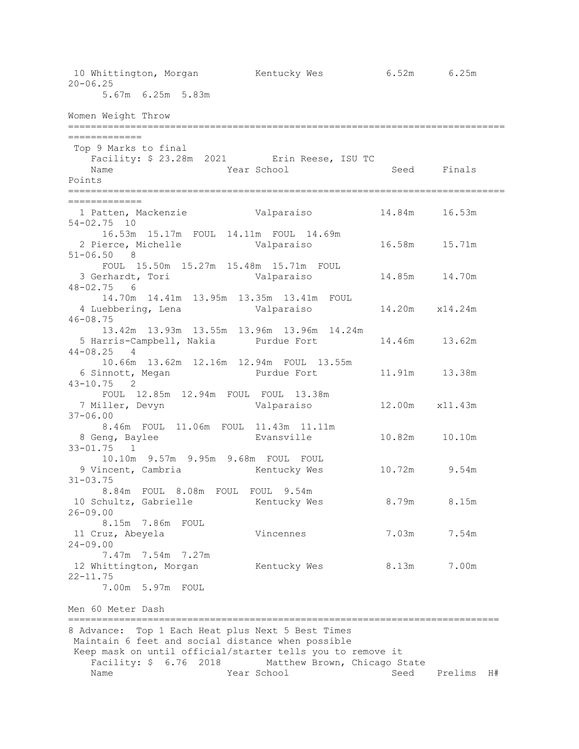```
 10 Whittington, Morgan          Kentucky Wes           6.52m      6.25m   20-06.25
      5.67m  6.25m  5.83m

Women Weight Throw
==========================================================================================
 Top 9 Marks to final
    Facility: $ 23.28m  2021        Erin Reese, ISU TC
    Name                    Year School                  Seed     Finals   Points
==========================================================================================
  1 Patten, Mackenzie            Valparaiso            14.84m     16.53m   54-02.75  10
      16.53m  15.17m  FOUL  14.11m  FOUL  14.69m
  2 Pierce, Michelle             Valparaiso            16.58m     15.71m   51-06.50   8
      FOUL  15.50m  15.27m  15.48m  15.71m  FOUL
  3 Gerhardt, Tori               Valparaiso            14.85m     14.70m   48-02.75   6
      14.70m  14.41m  13.95m  13.35m  13.41m  FOUL
  4 Luebbering, Lena             Valparaiso            14.20m    x14.24m   46-08.75
      13.42m  13.93m  13.55m  13.96m  13.96m  14.24m
  5 Harris-Campbell, Nakia       Purdue Fort           14.46m     13.62m   44-08.25   4
      10.66m  13.62m  12.16m  12.94m  FOUL  13.55m
  6 Sinnott, Megan               Purdue Fort           11.91m     13.38m   43-10.75   2
      FOUL  12.85m  12.94m  FOUL  FOUL  13.38m
  7 Miller, Devyn                Valparaiso            12.00m    x11.43m   37-06.00
      8.46m  FOUL  11.06m  FOUL  11.43m  11.11m
  8 Geng, Baylee                 Evansville            10.82m     10.10m   33-01.75   1
      10.10m  9.57m  9.95m  9.68m  FOUL  FOUL
  9 Vincent, Cambria             Kentucky Wes          10.72m      9.54m   31-03.75
      8.84m  FOUL  8.08m  FOUL  FOUL  9.54m
 10 Schultz, Gabrielle           Kentucky Wes           8.79m      8.15m   26-09.00
      8.15m  7.86m  FOUL
 11 Cruz, Abeyela                Vincennes              7.03m      7.54m   24-09.00
      7.47m  7.54m  7.27m
 12 Whittington, Morgan          Kentucky Wes           8.13m      7.00m   22-11.75
      7.00m  5.97m  FOUL

Men 60 Meter Dash
=========================================================================
8 Advance:  Top 1 Each Heat plus Next 5 Best Times
 Maintain 6 feet and social distance when possible
 Keep mask on until official/starter tells you to remove it
    Facility: $  6.76  2018        Matthew Brown, Chicago State
    Name                    Year School                  Seed    Prelims  H#
```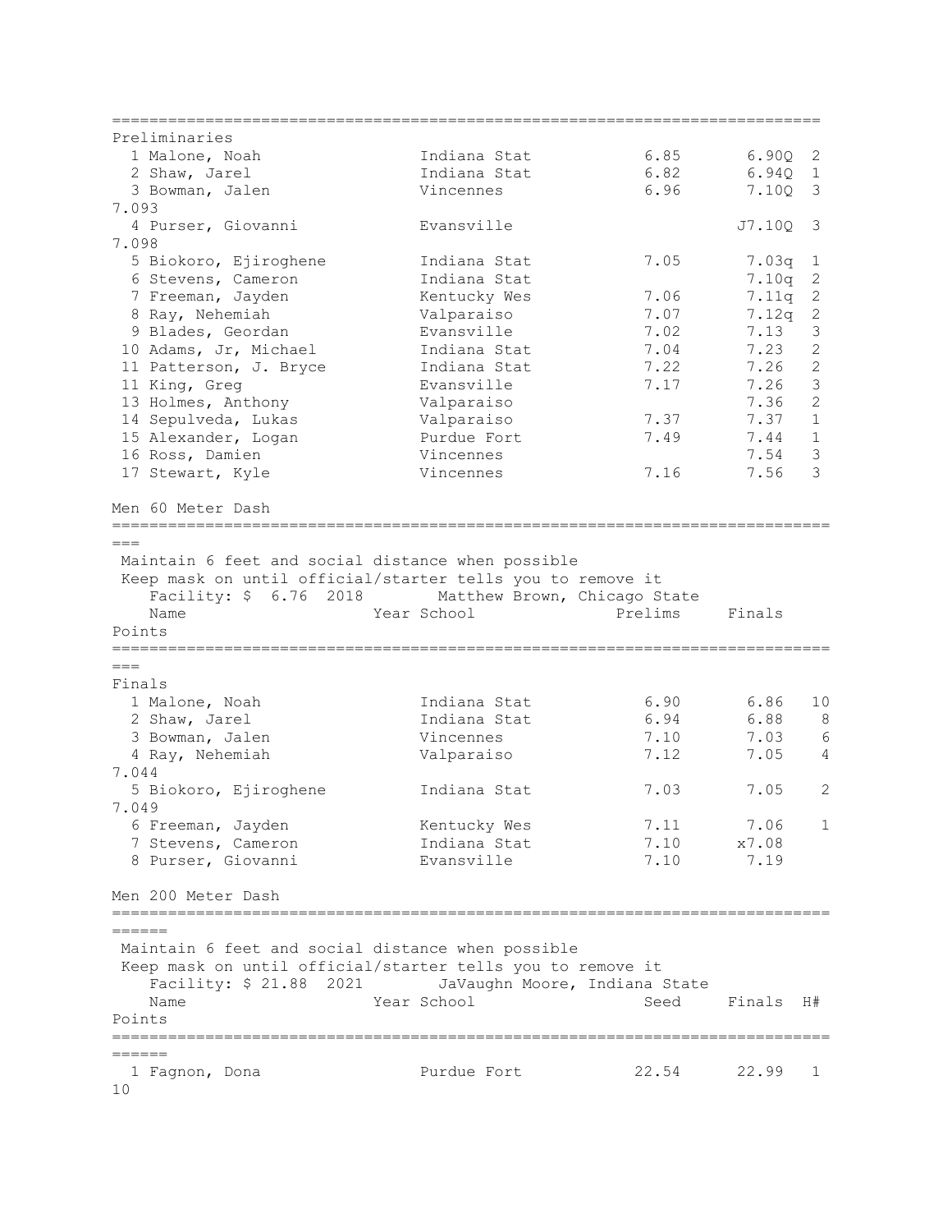## Preliminaries

| Place | Name | School | Seed | Prelims | H# |
|---|---|---|---|---|---|
| 1 | Malone, Noah | Indiana Stat | 6.85 | 6.90Q | 2 |
| 2 | Shaw, Jarel | Indiana Stat | 6.82 | 6.94Q | 1 |
| 3 | Bowman, Jalen | Vincennes | 6.96 | 7.10Q | 3 |
| | 7.093 | | | | |
| 4 | Purser, Giovanni | Evansville | | J7.10Q | 3 |
| | 7.098 | | | | |
| 5 | Biokoro, Ejiroghene | Indiana Stat | 7.05 | 7.03q | 1 |
| 6 | Stevens, Cameron | Indiana Stat | | 7.10q | 2 |
| 7 | Freeman, Jayden | Kentucky Wes | 7.06 | 7.11q | 2 |
| 8 | Ray, Nehemiah | Valparaiso | 7.07 | 7.12q | 2 |
| 9 | Blades, Geordan | Evansville | 7.02 | 7.13 | 3 |
| 10 | Adams, Jr, Michael | Indiana Stat | 7.04 | 7.23 | 2 |
| 11 | Patterson, J. Bryce | Indiana Stat | 7.22 | 7.26 | 2 |
| 11 | King, Greg | Evansville | 7.17 | 7.26 | 3 |
| 13 | Holmes, Anthony | Valparaiso | | 7.36 | 2 |
| 14 | Sepulveda, Lukas | Valparaiso | 7.37 | 7.37 | 1 |
| 15 | Alexander, Logan | Purdue Fort | 7.49 | 7.44 | 1 |
| 16 | Ross, Damien | Vincennes | | 7.54 | 3 |
| 17 | Stewart, Kyle | Vincennes | 7.16 | 7.56 | 3 |

## Men 60 Meter Dash

Maintain 6 feet and social distance when possible
Keep mask on until official/starter tells you to remove it
Facility: $ 6.76 2018 Matthew Brown, Chicago State

### Finals

| Place | Name | Year School | Prelims | Finals | Points |
|---|---|---|---|---|---|
| 1 | Malone, Noah | Indiana Stat | 6.90 | 6.86 | 10 |
| 2 | Shaw, Jarel | Indiana Stat | 6.94 | 6.88 | 8 |
| 3 | Bowman, Jalen | Vincennes | 7.10 | 7.03 | 6 |
| 4 | Ray, Nehemiah | Valparaiso | 7.12 | 7.05 | 4 |
| | 7.044 | | | | |
| 5 | Biokoro, Ejiroghene | Indiana Stat | 7.03 | 7.05 | 2 |
| | 7.049 | | | | |
| 6 | Freeman, Jayden | Kentucky Wes | 7.11 | 7.06 | 1 |
| 7 | Stevens, Cameron | Indiana Stat | 7.10 | x7.08 | |
| 8 | Purser, Giovanni | Evansville | 7.10 | 7.19 | |

## Men 200 Meter Dash

Maintain 6 feet and social distance when possible
Keep mask on until official/starter tells you to remove it
Facility: $ 21.88 2021 JaVaughn Moore, Indiana State

| Place | Name | Year School | Seed | Finals | H# | Points |
|---|---|---|---|---|---|---|
| 1 | Fagnon, Dona | Purdue Fort | 22.54 | 22.99 | 1 | 10 |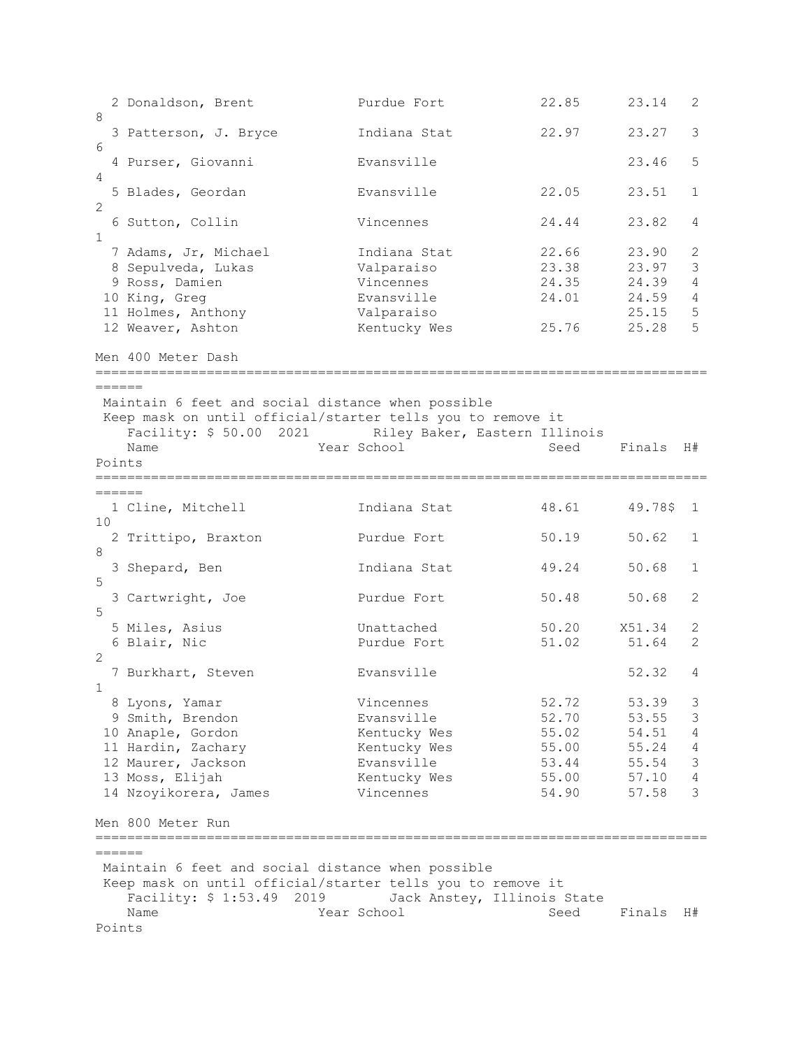| Place | Name | Year | School | Seed | Finals | H# | Points |
|---|---|---|---|---|---|---|---|
| 2 | Donaldson, Brent | | Purdue Fort | 22.85 | 23.14 | 2 | 8 |
| 3 | Patterson, J. Bryce | | Indiana Stat | 22.97 | 23.27 | 3 | 6 |
| 4 | Purser, Giovanni | | Evansville | | 23.46 | 5 | 4 |
| 5 | Blades, Geordan | | Evansville | 22.05 | 23.51 | 1 | 2 |
| 6 | Sutton, Collin | | Vincennes | 24.44 | 23.82 | 4 | 1 |
| 7 | Adams, Jr, Michael | | Indiana Stat | 22.66 | 23.90 | 2 | |
| 8 | Sepulveda, Lukas | | Valparaiso | 23.38 | 23.97 | 3 | |
| 9 | Ross, Damien | | Vincennes | 24.35 | 24.39 | 4 | |
| 10 | King, Greg | | Evansville | 24.01 | 24.59 | 4 | |
| 11 | Holmes, Anthony | | Valparaiso | | 25.15 | 5 | |
| 12 | Weaver, Ashton | | Kentucky Wes | 25.76 | 25.28 | 5 | |

## Men 400 Meter Dash

Maintain 6 feet and social distance when possible
Keep mask on until official/starter tells you to remove it
Facility: $ 50.00  2021        Riley Baker, Eastern Illinois

| Place | Name | Year | School | Seed | Finals | H# | Points |
|---|---|---|---|---|---|---|---|
| 1 | Cline, Mitchell | | Indiana Stat | 48.61 | 49.78$ | 1 | 10 |
| 2 | Trittipo, Braxton | | Purdue Fort | 50.19 | 50.62 | 1 | 8 |
| 3 | Shepard, Ben | | Indiana Stat | 49.24 | 50.68 | 1 | 5 |
| 3 | Cartwright, Joe | | Purdue Fort | 50.48 | 50.68 | 2 | 5 |
| 5 | Miles, Asius | | Unattached | 50.20 | X51.34 | 2 | |
| 6 | Blair, Nic | | Purdue Fort | 51.02 | 51.64 | 2 | 2 |
| 7 | Burkhart, Steven | | Evansville | | 52.32 | 4 | 1 |
| 8 | Lyons, Yamar | | Vincennes | 52.72 | 53.39 | 3 | |
| 9 | Smith, Brendon | | Evansville | 52.70 | 53.55 | 3 | |
| 10 | Anaple, Gordon | | Kentucky Wes | 55.02 | 54.51 | 4 | |
| 11 | Hardin, Zachary | | Kentucky Wes | 55.00 | 55.24 | 4 | |
| 12 | Maurer, Jackson | | Evansville | 53.44 | 55.54 | 3 | |
| 13 | Moss, Elijah | | Kentucky Wes | 55.00 | 57.10 | 4 | |
| 14 | Nzoyikorera, James | | Vincennes | 54.90 | 57.58 | 3 | |

## Men 800 Meter Run

Maintain 6 feet and social distance when possible
Keep mask on until official/starter tells you to remove it
Facility: $ 1:53.49  2019        Jack Anstey, Illinois State

| Place | Name | Year | School | Seed | Finals | H# | Points |
|---|---|---|---|---|---|---|---|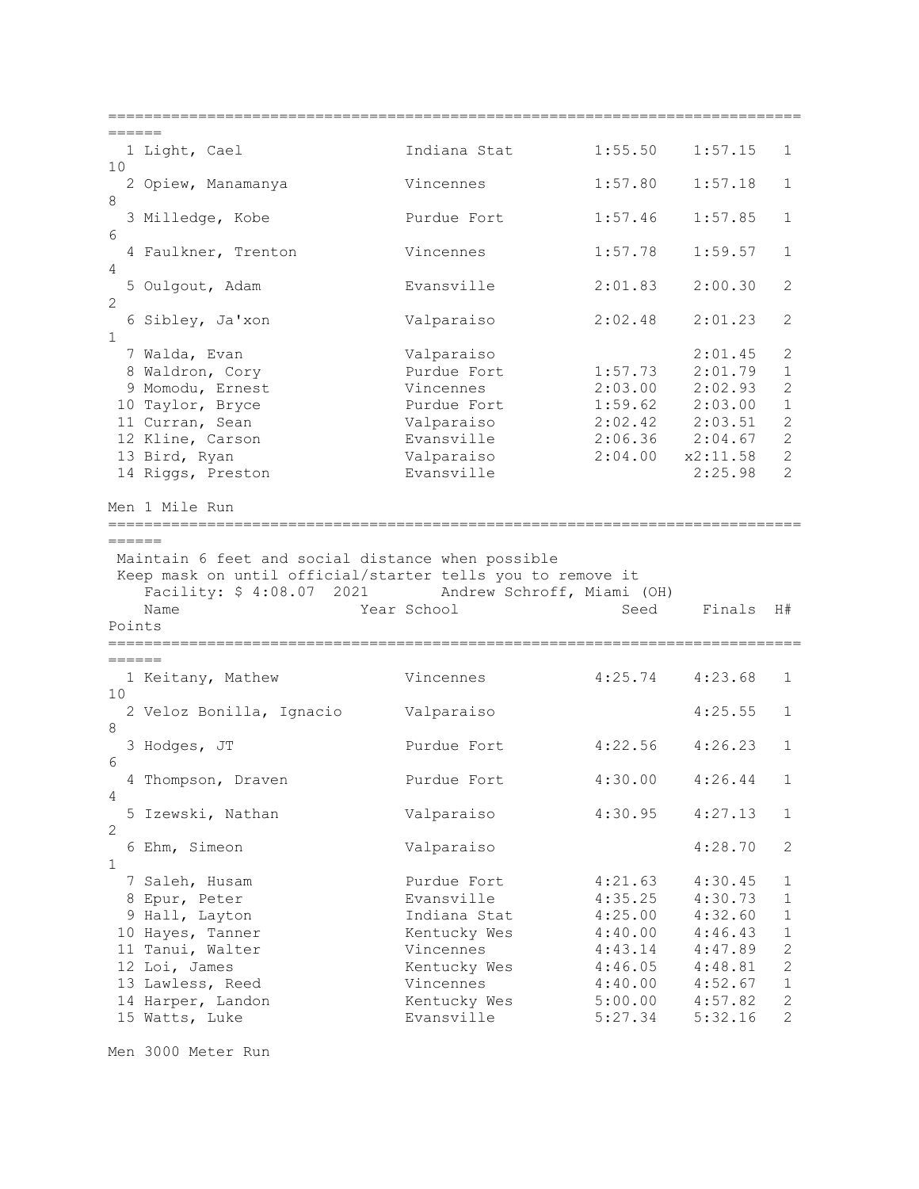| Place | Name | Year | School | Seed | Finals | H# | Points |
|---|---|---|---|---|---|---|---|
| 1 | Light, Cael | | Indiana Stat | 1:55.50 | 1:57.15 | 1 | 10 |
| 2 | Opiew, Manamanya | | Vincennes | 1:57.80 | 1:57.18 | 1 | 8 |
| 3 | Milledge, Kobe | | Purdue Fort | 1:57.46 | 1:57.85 | 1 | 6 |
| 4 | Faulkner, Trenton | | Vincennes | 1:57.78 | 1:59.57 | 1 | 4 |
| 5 | Oulgout, Adam | | Evansville | 2:01.83 | 2:00.30 | 2 | 2 |
| 6 | Sibley, Ja'xon | | Valparaiso | 2:02.48 | 2:01.23 | 2 | 1 |
| 7 | Walda, Evan | | Valparaiso | | 2:01.45 | 2 | |
| 8 | Waldron, Cory | | Purdue Fort | 1:57.73 | 2:01.79 | 1 | |
| 9 | Momodu, Ernest | | Vincennes | 2:03.00 | 2:02.93 | 2 | |
| 10 | Taylor, Bryce | | Purdue Fort | 1:59.62 | 2:03.00 | 1 | |
| 11 | Curran, Sean | | Valparaiso | 2:02.42 | 2:03.51 | 2 | |
| 12 | Kline, Carson | | Evansville | 2:06.36 | 2:04.67 | 2 | |
| 13 | Bird, Ryan | | Valparaiso | 2:04.00 | x2:11.58 | 2 | |
| 14 | Riggs, Preston | | Evansville | | 2:25.98 | 2 | |

## Men 1 Mile Run

Maintain 6 feet and social distance when possible
Keep mask on until official/starter tells you to remove it
Facility: $ 4:08.07 2021 Andrew Schroff, Miami (OH)

| Place | Name | Year | School | Seed | Finals | H# | Points |
|---|---|---|---|---|---|---|---|
| 1 | Keitany, Mathew | | Vincennes | 4:25.74 | 4:23.68 | 1 | 10 |
| 2 | Veloz Bonilla, Ignacio | | Valparaiso | | 4:25.55 | 1 | 8 |
| 3 | Hodges, JT | | Purdue Fort | 4:22.56 | 4:26.23 | 1 | 6 |
| 4 | Thompson, Draven | | Purdue Fort | 4:30.00 | 4:26.44 | 1 | 4 |
| 5 | Izewski, Nathan | | Valparaiso | 4:30.95 | 4:27.13 | 1 | 2 |
| 6 | Ehm, Simeon | | Valparaiso | | 4:28.70 | 2 | 1 |
| 7 | Saleh, Husam | | Purdue Fort | 4:21.63 | 4:30.45 | 1 | |
| 8 | Epur, Peter | | Evansville | 4:35.25 | 4:30.73 | 1 | |
| 9 | Hall, Layton | | Indiana Stat | 4:25.00 | 4:32.60 | 1 | |
| 10 | Hayes, Tanner | | Kentucky Wes | 4:40.00 | 4:46.43 | 1 | |
| 11 | Tanui, Walter | | Vincennes | 4:43.14 | 4:47.89 | 2 | |
| 12 | Loi, James | | Kentucky Wes | 4:46.05 | 4:48.81 | 2 | |
| 13 | Lawless, Reed | | Vincennes | 4:40.00 | 4:52.67 | 1 | |
| 14 | Harper, Landon | | Kentucky Wes | 5:00.00 | 4:57.82 | 2 | |
| 15 | Watts, Luke | | Evansville | 5:27.34 | 5:32.16 | 2 | |

## Men 3000 Meter Run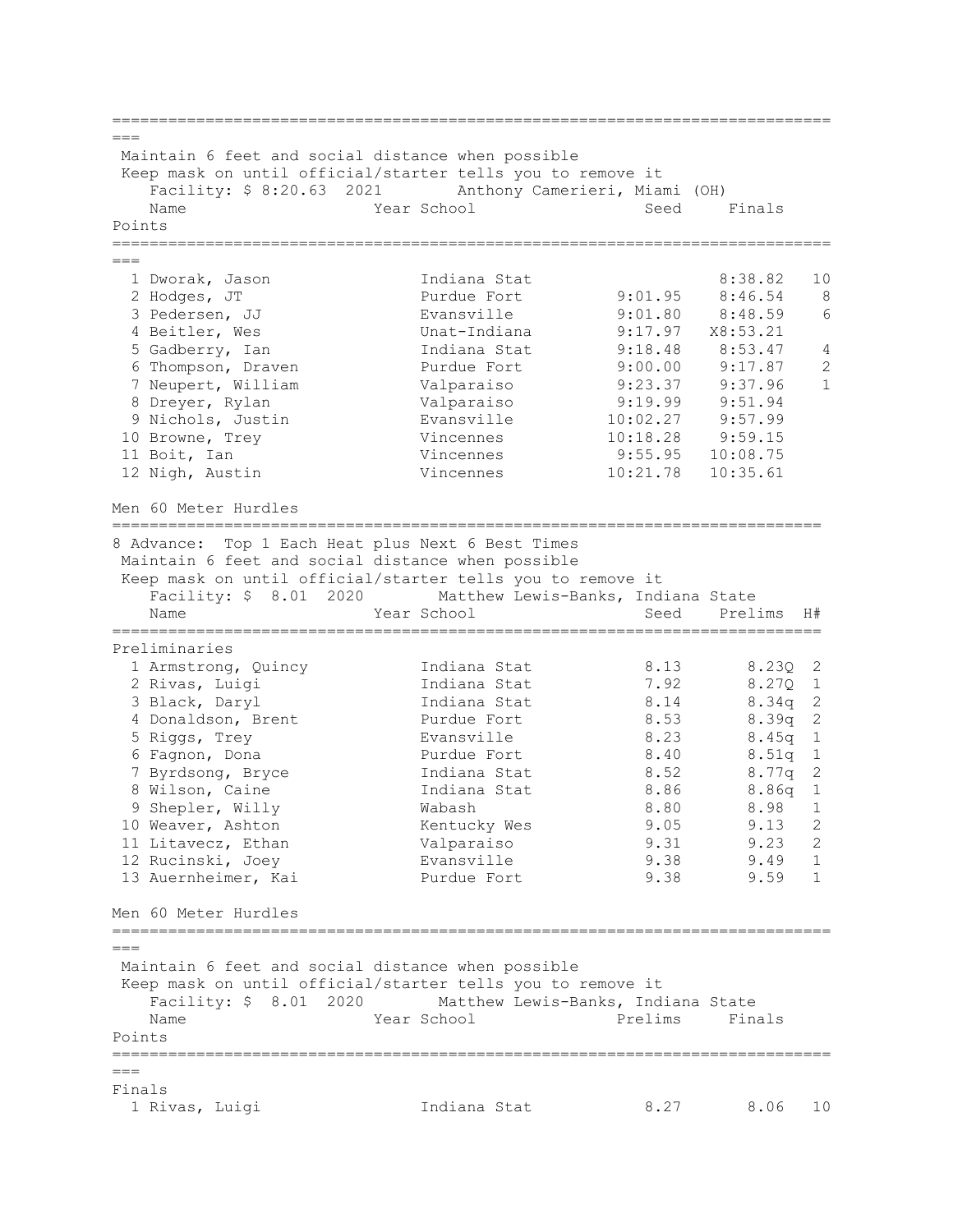Maintain 6 feet and social distance when possible
Keep mask on until official/starter tells you to remove it
Facility: $ 8:20.63 2021 Anthony Camerieri, Miami (OH)

| | Name | Year | School | Seed | Finals | Points |
|---|---|---|---|---|---|---|
| 1 | Dworak, Jason | | Indiana Stat | | 8:38.82 | 10 |
| 2 | Hodges, JT | | Purdue Fort | 9:01.95 | 8:46.54 | 8 |
| 3 | Pedersen, JJ | | Evansville | 9:01.80 | 8:48.59 | 6 |
| 4 | Beitler, Wes | | Unat-Indiana | 9:17.97 | X8:53.21 | |
| 5 | Gadberry, Ian | | Indiana Stat | 9:18.48 | 8:53.47 | 4 |
| 6 | Thompson, Draven | | Purdue Fort | 9:00.00 | 9:17.87 | 2 |
| 7 | Neupert, William | | Valparaiso | 9:23.37 | 9:37.96 | 1 |
| 8 | Dreyer, Rylan | | Valparaiso | 9:19.99 | 9:51.94 | |
| 9 | Nichols, Justin | | Evansville | 10:02.27 | 9:57.99 | |
| 10 | Browne, Trey | | Vincennes | 10:18.28 | 9:59.15 | |
| 11 | Boit, Ian | | Vincennes | 9:55.95 | 10:08.75 | |
| 12 | Nigh, Austin | | Vincennes | 10:21.78 | 10:35.61 | |

## Men 60 Meter Hurdles

8 Advance: Top 1 Each Heat plus Next 6 Best Times
Maintain 6 feet and social distance when possible
Keep mask on until official/starter tells you to remove it
Facility: $ 8.01 2020 Matthew Lewis-Banks, Indiana State

Preliminaries

| | Name | Year | School | Seed | Prelims | H# |
|---|---|---|---|---|---|---|
| 1 | Armstrong, Quincy | | Indiana Stat | 8.13 | 8.23Q | 2 |
| 2 | Rivas, Luigi | | Indiana Stat | 7.92 | 8.27Q | 1 |
| 3 | Black, Daryl | | Indiana Stat | 8.14 | 8.34q | 2 |
| 4 | Donaldson, Brent | | Purdue Fort | 8.53 | 8.39q | 2 |
| 5 | Riggs, Trey | | Evansville | 8.23 | 8.45q | 1 |
| 6 | Fagnon, Dona | | Purdue Fort | 8.40 | 8.51q | 1 |
| 7 | Byrdsong, Bryce | | Indiana Stat | 8.52 | 8.77q | 2 |
| 8 | Wilson, Caine | | Indiana Stat | 8.86 | 8.86q | 1 |
| 9 | Shepler, Willy | | Wabash | 8.80 | 8.98 | 1 |
| 10 | Weaver, Ashton | | Kentucky Wes | 9.05 | 9.13 | 2 |
| 11 | Litavecz, Ethan | | Valparaiso | 9.31 | 9.23 | 2 |
| 12 | Rucinski, Joey | | Evansville | 9.38 | 9.49 | 1 |
| 13 | Auernheimer, Kai | | Purdue Fort | 9.38 | 9.59 | 1 |

## Men 60 Meter Hurdles

Maintain 6 feet and social distance when possible
Keep mask on until official/starter tells you to remove it
Facility: $ 8.01 2020 Matthew Lewis-Banks, Indiana State

Finals

| | Name | Year | School | Prelims | Finals | Points |
|---|---|---|---|---|---|---|
| 1 | Rivas, Luigi | | Indiana Stat | 8.27 | 8.06 | 10 |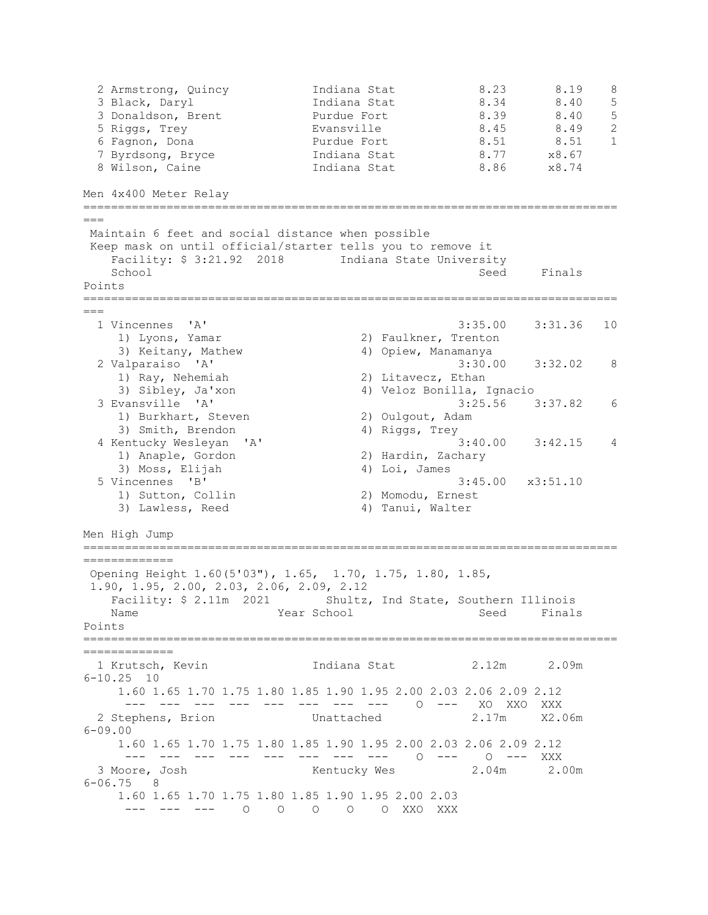| Place | Name | School | Seed | Finals | Points |
|---|---|---|---|---|---|
| 2 | Armstrong, Quincy | Indiana Stat | 8.23 | 8.19 | 8 |
| 3 | Black, Daryl | Indiana Stat | 8.34 | 8.40 | 5 |
| 3 | Donaldson, Brent | Purdue Fort | 8.39 | 8.40 | 5 |
| 5 | Riggs, Trey | Evansville | 8.45 | 8.49 | 2 |
| 6 | Fagnon, Dona | Purdue Fort | 8.51 | 8.51 | 1 |
| 7 | Byrdsong, Bryce | Indiana Stat | 8.77 | x8.67 | |
| 8 | Wilson, Caine | Indiana Stat | 8.86 | x8.74 | |

## Men 4x400 Meter Relay

Maintain 6 feet and social distance when possible
Keep mask on until official/starter tells you to remove it

Facility: $ 3:21.92 2018 Indiana State University

| Place | School | Seed | Finals | Points |
|---|---|---|---|---|
| 1 | Vincennes 'A' | 3:35.00 | 3:31.36 | 10 |
| | 1) Lyons, Yamar; 2) Faulkner, Trenton; 3) Keitany, Mathew; 4) Opiew, Manamanya | | | |
| 2 | Valparaiso 'A' | 3:30.00 | 3:32.02 | 8 |
| | 1) Ray, Nehemiah; 2) Litavecz, Ethan; 3) Sibley, Ja'xon; 4) Veloz Bonilla, Ignacio | | | |
| 3 | Evansville 'A' | 3:25.56 | 3:37.82 | 6 |
| | 1) Burkhart, Steven; 2) Oulgout, Adam; 3) Smith, Brendon; 4) Riggs, Trey | | | |
| 4 | Kentucky Wesleyan 'A' | 3:40.00 | 3:42.15 | 4 |
| | 1) Anaple, Gordon; 2) Hardin, Zachary; 3) Moss, Elijah; 4) Loi, James | | | |
| 5 | Vincennes 'B' | 3:45.00 | x3:51.10 | |
| | 1) Sutton, Collin; 2) Momodu, Ernest; 3) Lawless, Reed; 4) Tanui, Walter | | | |

## Men High Jump

Opening Height 1.60(5'03"), 1.65, 1.70, 1.75, 1.80, 1.85, 1.90, 1.95, 2.00, 2.03, 2.06, 2.09, 2.12

Facility: $ 2.11m 2021 Shultz, Ind State, Southern Illinois

| Place | Name | Year | School | Seed | Finals | | Points |
|---|---|---|---|---|---|---|---|
| 1 | Krutsch, Kevin | | Indiana Stat | 2.12m | 2.09m | 6-10.25 | 10 |
| 2 | Stephens, Brion | | Unattached | 2.17m | X2.06m | 6-09.00 | |
| 3 | Moore, Josh | | Kentucky Wes | 2.04m | 2.00m | 6-06.75 | 8 |

Krutsch, Kevin:

| 1.60 | 1.65 | 1.70 | 1.75 | 1.80 | 1.85 | 1.90 | 1.95 | 2.00 | 2.03 | 2.06 | 2.09 | 2.12 |
|---|---|---|---|---|---|---|---|---|---|---|---|---|
| --- | --- | --- | --- | --- | --- | --- | --- | O | --- | XO | XXO | XXX |

Stephens, Brion:

| 1.60 | 1.65 | 1.70 | 1.75 | 1.80 | 1.85 | 1.90 | 1.95 | 2.00 | 2.03 | 2.06 | 2.09 | 2.12 |
|---|---|---|---|---|---|---|---|---|---|---|---|---|
| --- | --- | --- | --- | --- | --- | --- | --- | O | --- | O | --- | XXX |

Moore, Josh:

| 1.60 | 1.65 | 1.70 | 1.75 | 1.80 | 1.85 | 1.90 | 1.95 | 2.00 | 2.03 |
|---|---|---|---|---|---|---|---|---|---|
| --- | --- | --- | O | O | O | O | O | XXO | XXX |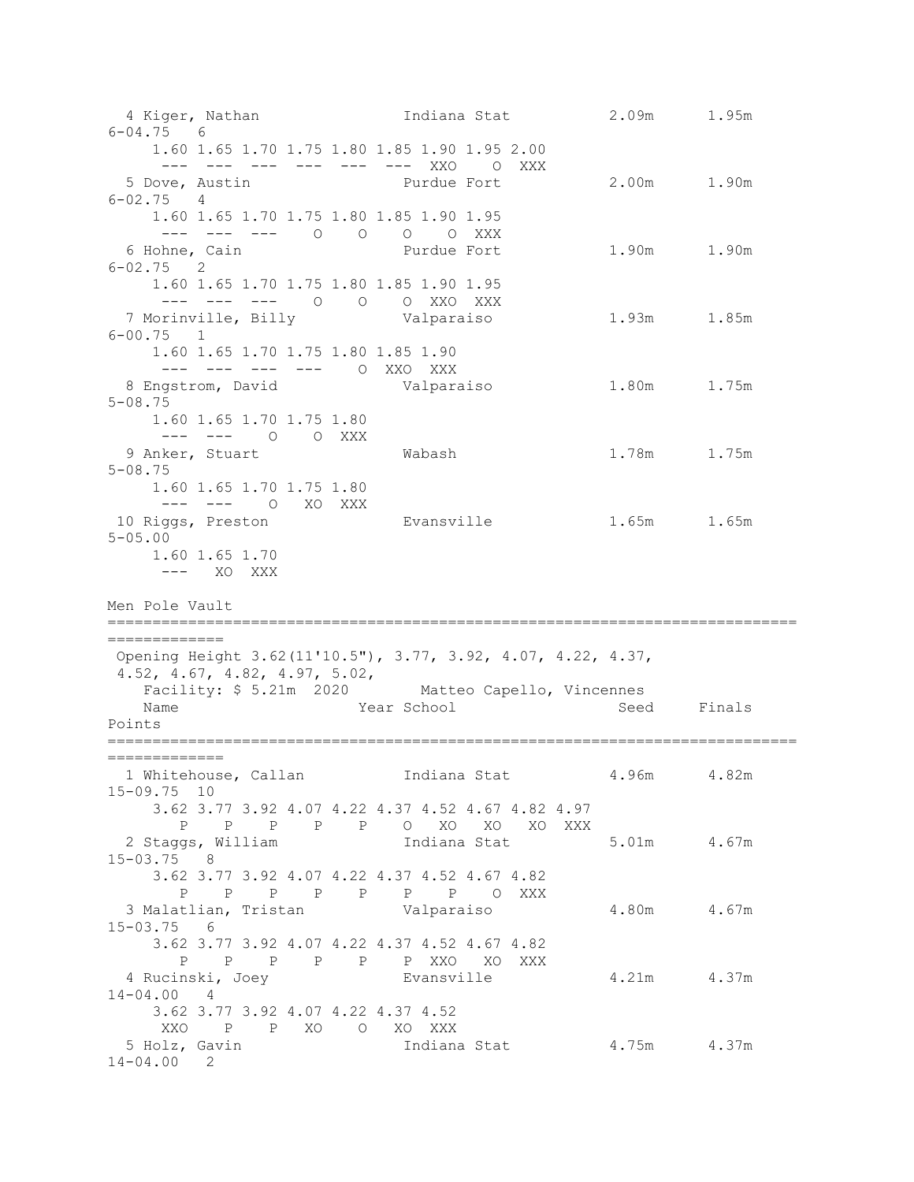```
  4 Kiger, Nathan               Indiana Stat           2.09m      1.95m
6-04.75   6
     1.60 1.65 1.70 1.75 1.80 1.85 1.90 1.95 2.00
      ---  ---  ---  ---  ---  ---  XXO    O  XXX
  5 Dove, Austin               Purdue Fort            2.00m      1.90m
6-02.75   4
     1.60 1.65 1.70 1.75 1.80 1.85 1.90 1.95
      ---  ---  ---    O    O    O    O  XXX
  6 Hohne, Cain                Purdue Fort            1.90m      1.90m
6-02.75   2
     1.60 1.65 1.70 1.75 1.80 1.85 1.90 1.95
      ---  ---  ---    O    O    O  XXO  XXX
  7 Morinville, Billy          Valparaiso             1.93m      1.85m
6-00.75   1
     1.60 1.65 1.70 1.75 1.80 1.85 1.90
      ---  ---  ---  ---    O  XXO  XXX
  8 Engstrom, David            Valparaiso             1.80m      1.75m
5-08.75
     1.60 1.65 1.70 1.75 1.80
      ---  ---    O    O  XXX
  9 Anker, Stuart              Wabash                 1.78m      1.75m
5-08.75
     1.60 1.65 1.70 1.75 1.80
      ---  ---    O   XO  XXX
 10 Riggs, Preston             Evansville             1.65m      1.65m
5-05.00
     1.60 1.65 1.70
      ---   XO  XXX

Men Pole Vault
==============================================================================
=============
 Opening Height 3.62(11'10.5"), 3.77, 3.92, 4.07, 4.22, 4.37,
 4.52, 4.67, 4.82, 4.97, 5.02,
    Facility: $ 5.21m  2020        Matteo Capello, Vincennes
    Name                    Year School                   Seed     Finals
Points
==============================================================================
=============
  1 Whitehouse, Callan          Indiana Stat           4.96m      4.82m
15-09.75  10
     3.62 3.77 3.92 4.07 4.22 4.37 4.52 4.67 4.82 4.97
        P    P    P    P    P    O   XO   XO   XO  XXX
  2 Staggs, William             Indiana Stat           5.01m      4.67m
15-03.75   8
     3.62 3.77 3.92 4.07 4.22 4.37 4.52 4.67 4.82
        P    P    P    P    P    P    P    O  XXX
  3 Malatlian, Tristan          Valparaiso             4.80m      4.67m
15-03.75   6
     3.62 3.77 3.92 4.07 4.22 4.37 4.52 4.67 4.82
        P    P    P    P    P    P  XXO   XO  XXX
  4 Rucinski, Joey              Evansville             4.21m      4.37m
14-04.00   4
     3.62 3.77 3.92 4.07 4.22 4.37 4.52
      XXO    P    P   XO    O   XO  XXX
  5 Holz, Gavin                 Indiana Stat           4.75m      4.37m
14-04.00   2
```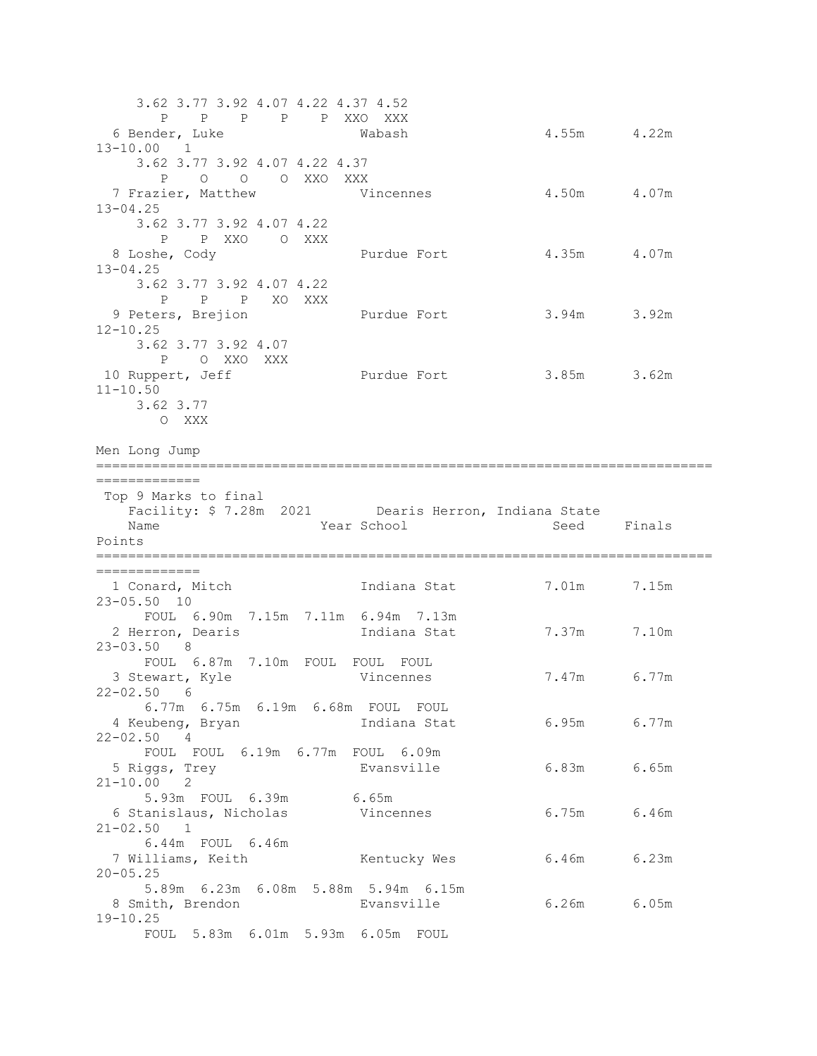```
     3.62 3.77 3.92 4.07 4.22 4.37 4.52
        P    P    P    P    P  XXO  XXX
  6 Bender, Luke                Wabash                4.55m      4.22m
13-10.00   1
     3.62 3.77 3.92 4.07 4.22 4.37
        P    O    O    O  XXO  XXX
  7 Frazier, Matthew            Vincennes             4.50m      4.07m
13-04.25
     3.62 3.77 3.92 4.07 4.22
        P    P  XXO    O  XXX
  8 Loshe, Cody                 Purdue Fort           4.35m      4.07m
13-04.25
     3.62 3.77 3.92 4.07 4.22
        P    P    P   XO  XXX
  9 Peters, Brejion             Purdue Fort           3.94m      3.92m
12-10.25
     3.62 3.77 3.92 4.07
        P    O  XXO  XXX
 10 Ruppert, Jeff               Purdue Fort           3.85m      3.62m
11-10.50
     3.62 3.77
        O  XXX
```

Men Long Jump

```
================================================================================
=============
 Top 9 Marks to final
    Facility: $ 7.28m  2021        Dearis Herron, Indiana State
    Name                    Year School                  Seed     Finals
Points
================================================================================
=============
  1 Conard, Mitch               Indiana Stat          7.01m      7.15m
23-05.50  10
      FOUL  6.90m  7.15m  7.11m  6.94m  7.13m
  2 Herron, Dearis              Indiana Stat          7.37m      7.10m
23-03.50   8
      FOUL  6.87m  7.10m  FOUL  FOUL  FOUL
  3 Stewart, Kyle               Vincennes             7.47m      6.77m
22-02.50   6
      6.77m  6.75m  6.19m  6.68m  FOUL  FOUL
  4 Keubeng, Bryan              Indiana Stat          6.95m      6.77m
22-02.50   4
      FOUL  FOUL  6.19m  6.77m  FOUL  6.09m
  5 Riggs, Trey                 Evansville            6.83m      6.65m
21-10.00   2
      5.93m  FOUL  6.39m        6.65m
  6 Stanislaus, Nicholas        Vincennes             6.75m      6.46m
21-02.50   1
      6.44m  FOUL  6.46m
  7 Williams, Keith             Kentucky Wes          6.46m      6.23m
20-05.25
      5.89m  6.23m  6.08m  5.88m  5.94m  6.15m
  8 Smith, Brendon              Evansville            6.26m      6.05m
19-10.25
      FOUL  5.83m  6.01m  5.93m  6.05m  FOUL
```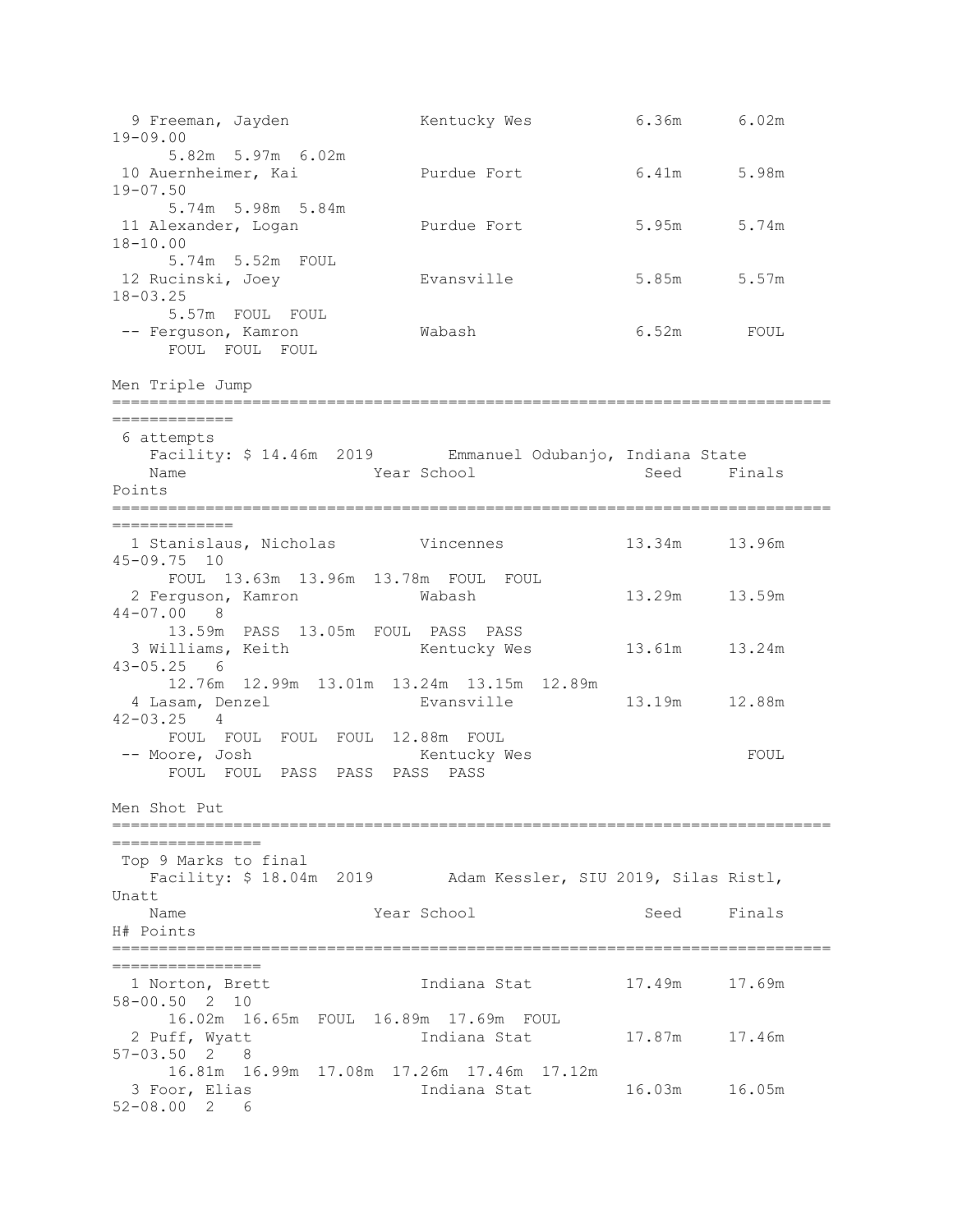```
  9 Freeman, Jayden             Kentucky Wes           6.36m      6.02m
19-09.00
      5.82m  5.97m  6.02m
 10 Auernheimer, Kai            Purdue Fort            6.41m      5.98m
19-07.50
      5.74m  5.98m  5.84m
 11 Alexander, Logan            Purdue Fort            5.95m      5.74m
18-10.00
      5.74m  5.52m  FOUL
 12 Rucinski, Joey              Evansville             5.85m      5.57m
18-03.25
      5.57m  FOUL  FOUL
 -- Ferguson, Kamron            Wabash                 6.52m       FOUL
      FOUL  FOUL  FOUL
```

Men Triple Jump

```
=============================================================================
=============
 6 attempts
    Facility: $ 14.46m  2019        Emmanuel Odubanjo, Indiana State
    Name                    Year School                 Seed     Finals
Points
=============================================================================
=============
  1 Stanislaus, Nicholas         Vincennes            13.34m     13.96m
45-09.75  10
      FOUL  13.63m  13.96m  13.78m  FOUL  FOUL
  2 Ferguson, Kamron             Wabash               13.29m     13.59m
44-07.00   8
      13.59m  PASS  13.05m  FOUL  PASS  PASS
  3 Williams, Keith              Kentucky Wes         13.61m     13.24m
43-05.25   6
      12.76m  12.99m  13.01m  13.24m  13.15m  12.89m
  4 Lasam, Denzel                Evansville           13.19m     12.88m
42-03.25   4
      FOUL  FOUL  FOUL  FOUL  12.88m  FOUL
 -- Moore, Josh                  Kentucky Wes                      FOUL
      FOUL  FOUL  PASS  PASS  PASS  PASS
```

Men Shot Put

```
=============================================================================
================
 Top 9 Marks to final
    Facility: $ 18.04m  2019        Adam Kessler, SIU 2019, Silas Ristl,
Unatt
    Name                    Year School                 Seed     Finals
H# Points
=============================================================================
================
  1 Norton, Brett                Indiana Stat         17.49m     17.69m
58-00.50  2  10
      16.02m  16.65m  FOUL  16.89m  17.69m  FOUL
  2 Puff, Wyatt                  Indiana Stat         17.87m     17.46m
57-03.50  2   8
      16.81m  16.99m  17.08m  17.26m  17.46m  17.12m
  3 Foor, Elias                  Indiana Stat         16.03m     16.05m
52-08.00  2   6
```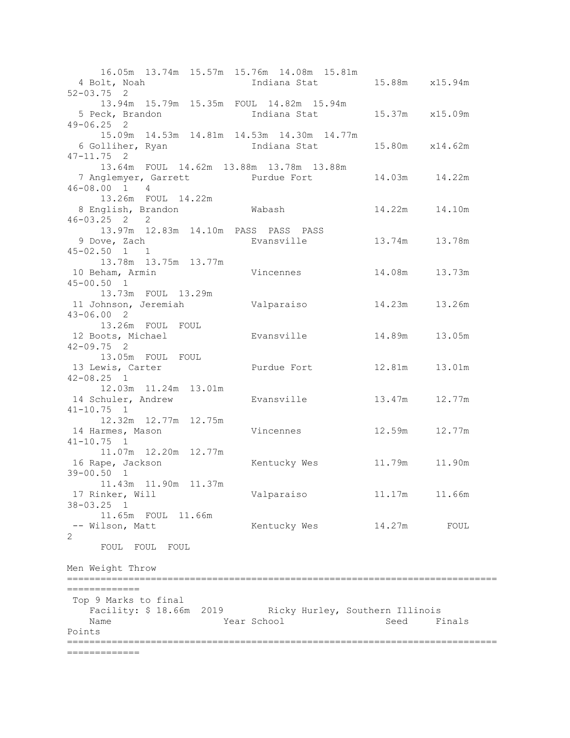```
      16.05m  13.74m  15.57m  15.76m  14.08m  15.81m
  4 Bolt, Noah                  Indiana Stat          15.88m    x15.94m
52-03.75  2
      13.94m  15.79m  15.35m  FOUL  14.82m  15.94m
  5 Peck, Brandon               Indiana Stat          15.37m    x15.09m
49-06.25  2
      15.09m  14.53m  14.81m  14.53m  14.30m  14.77m
  6 Golliher, Ryan              Indiana Stat          15.80m    x14.62m
47-11.75  2
      13.64m  FOUL  14.62m  13.88m  13.78m  13.88m
  7 Anglemyer, Garrett          Purdue Fort           14.03m     14.22m
46-08.00  1   4
      13.26m  FOUL  14.22m
  8 English, Brandon            Wabash                14.22m     14.10m
46-03.25  2   2
      13.97m  12.83m  14.10m  PASS  PASS  PASS
  9 Dove, Zach                  Evansville            13.74m     13.78m
45-02.50  1   1
      13.78m  13.75m  13.77m
 10 Beham, Armin                Vincennes             14.08m     13.73m
45-00.50  1
      13.73m  FOUL  13.29m
 11 Johnson, Jeremiah           Valparaiso            14.23m     13.26m
43-06.00  2
      13.26m  FOUL  FOUL
 12 Boots, Michael              Evansville            14.89m     13.05m
42-09.75  2
      13.05m  FOUL  FOUL
 13 Lewis, Carter               Purdue Fort           12.81m     13.01m
42-08.25  1
      12.03m  11.24m  13.01m
 14 Schuler, Andrew             Evansville            13.47m     12.77m
41-10.75  1
      12.32m  12.77m  12.75m
 14 Harmes, Mason               Vincennes             12.59m     12.77m
41-10.75  1
      11.07m  12.20m  12.77m
 16 Rape, Jackson               Kentucky Wes          11.79m     11.90m
39-00.50  1
      11.43m  11.90m  11.37m
 17 Rinker, Will                Valparaiso            11.17m     11.66m
38-03.25  1
      11.65m  FOUL  11.66m
 -- Wilson, Matt                Kentucky Wes          14.27m       FOUL
2
      FOUL  FOUL  FOUL

Men Weight Throw
=========================================================================
=============
 Top 9 Marks to final
    Facility: $ 18.66m  2019        Ricky Hurley, Southern Illinois
    Name                    Year School                 Seed     Finals
Points
=========================================================================
=============
```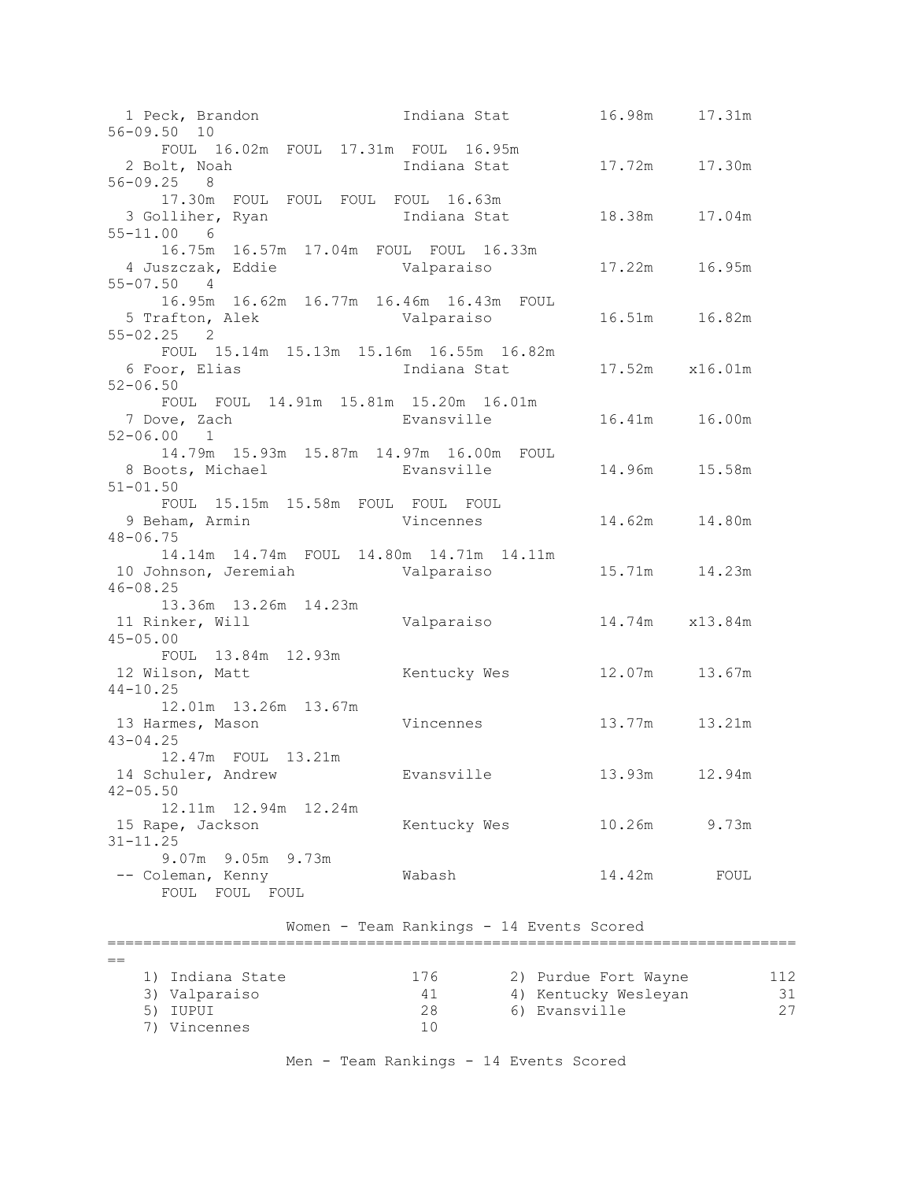```
  1 Peck, Brandon              Indiana Stat          16.98m     17.31m   56-09.50  10
      FOUL  16.02m  FOUL  17.31m  FOUL  16.95m
  2 Bolt, Noah                 Indiana Stat          17.72m     17.30m   56-09.25   8
      17.30m  FOUL  FOUL  FOUL  FOUL  16.63m
  3 Golliher, Ryan             Indiana Stat          18.38m     17.04m   55-11.00   6
      16.75m  16.57m  17.04m  FOUL  FOUL  16.33m
  4 Juszczak, Eddie            Valparaiso            17.22m     16.95m   55-07.50   4
      16.95m  16.62m  16.77m  16.46m  16.43m  FOUL
  5 Trafton, Alek              Valparaiso            16.51m     16.82m   55-02.25   2
      FOUL  15.14m  15.13m  15.16m  16.55m  16.82m
  6 Foor, Elias                Indiana Stat          17.52m    x16.01m   52-06.50
      FOUL  FOUL  14.91m  15.81m  15.20m  16.01m
  7 Dove, Zach                 Evansville            16.41m     16.00m   52-06.00   1
      14.79m  15.93m  15.87m  14.97m  16.00m  FOUL
  8 Boots, Michael             Evansville            14.96m     15.58m   51-01.50
      FOUL  15.15m  15.58m  FOUL  FOUL  FOUL
  9 Beham, Armin               Vincennes             14.62m     14.80m   48-06.75
      14.14m  14.74m  FOUL  14.80m  14.71m  14.11m
 10 Johnson, Jeremiah          Valparaiso            15.71m     14.23m   46-08.25
      13.36m  13.26m  14.23m
 11 Rinker, Will               Valparaiso            14.74m    x13.84m   45-05.00
      FOUL  13.84m  12.93m
 12 Wilson, Matt               Kentucky Wes          12.07m     13.67m   44-10.25
      12.01m  13.26m  13.67m
 13 Harmes, Mason              Vincennes             13.77m     13.21m   43-04.25
      12.47m  FOUL  13.21m
 14 Schuler, Andrew            Evansville            13.93m     12.94m   42-05.50
      12.11m  12.94m  12.24m
 15 Rape, Jackson              Kentucky Wes          10.26m      9.73m   31-11.25
      9.07m  9.05m  9.73m
 -- Coleman, Kenny             Wabash                14.42m       FOUL
      FOUL  FOUL  FOUL
```

### Women - Team Rankings - 14 Events Scored

| Rank | Team | Points | Rank | Team | Points |
|---|---|---|---|---|---|
| 1) | Indiana State | 176 | 2) | Purdue Fort Wayne | 112 |
| 3) | Valparaiso | 41 | 4) | Kentucky Wesleyan | 31 |
| 5) | IUPUI | 28 | 6) | Evansville | 27 |
| 7) | Vincennes | 10 | | | |

### Men - Team Rankings - 14 Events Scored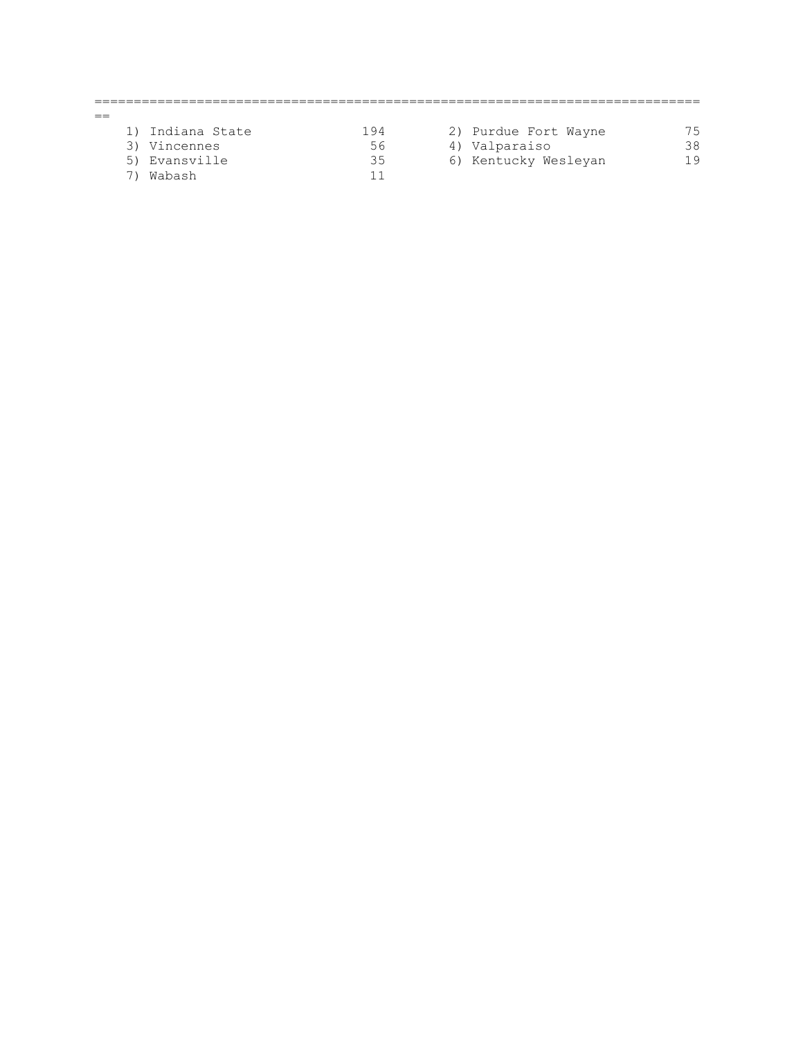================================================================================

| | | | |
|---|---|---|---|
| 1) Indiana State | 194 | 2) Purdue Fort Wayne | 75 |
| 3) Vincennes | 56 | 4) Valparaiso | 38 |
| 5) Evansville | 35 | 6) Kentucky Wesleyan | 19 |
| 7) Wabash | 11 | | |